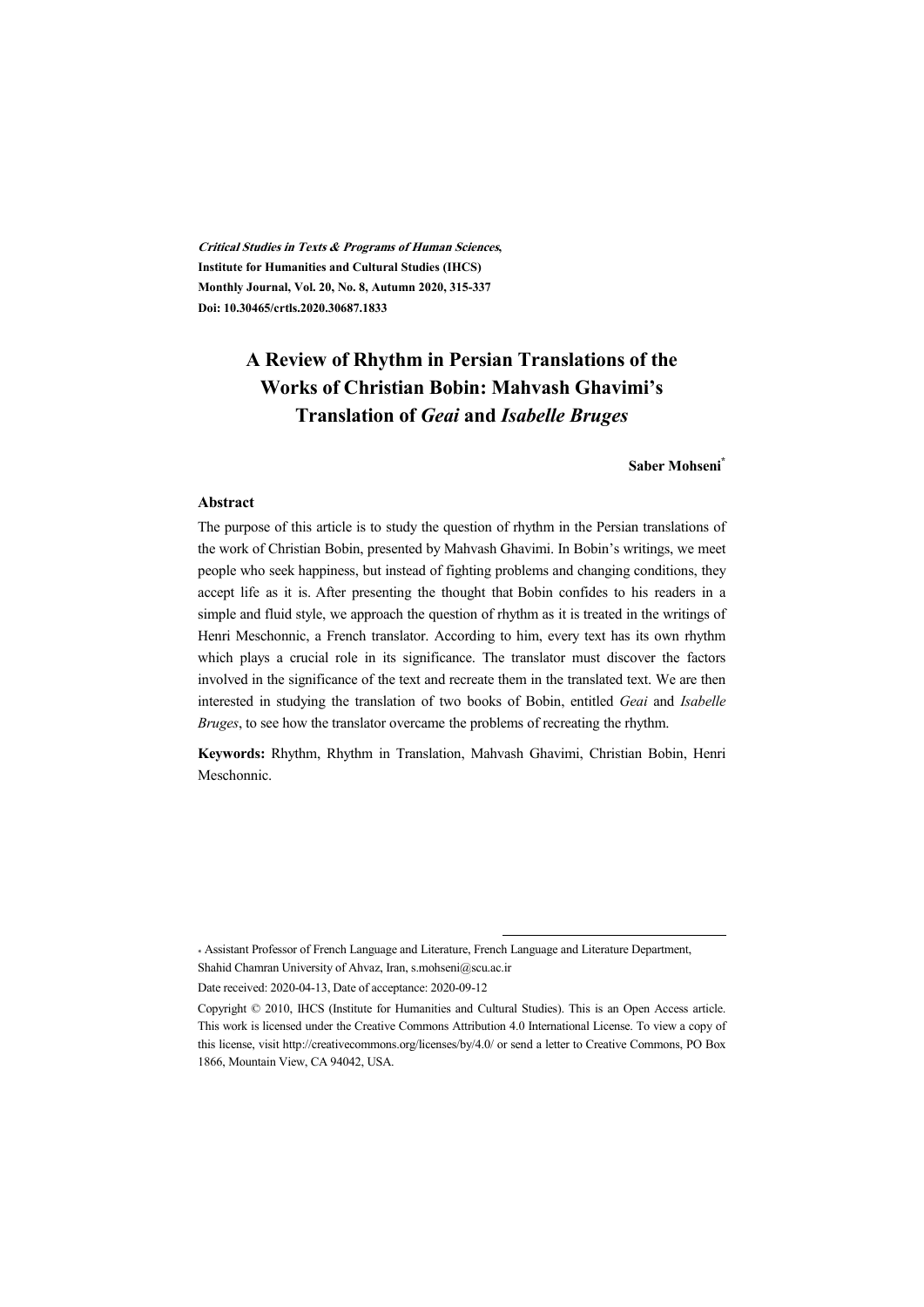***Critical Studies in Texts & Programs of Human Sciences*,**
**Institute for Humanities and Cultural Studies (IHCS)**
**Monthly Journal, Vol. 20, No. 8, Autumn 2020, 315-337**
**Doi: 10.30465/crtls.2020.30687.1833**

# A Review of Rhythm in Persian Translations of the Works of Christian Bobin: Mahvash Ghavimi's Translation of *Geai* and *Isabelle Bruges*

**Saber Mohseni***

### Abstract

The purpose of this article is to study the question of rhythm in the Persian translations of the work of Christian Bobin, presented by Mahvash Ghavimi. In Bobin's writings, we meet people who seek happiness, but instead of fighting problems and changing conditions, they accept life as it is. After presenting the thought that Bobin confides to his readers in a simple and fluid style, we approach the question of rhythm as it is treated in the writings of Henri Meschonnic, a French translator. According to him, every text has its own rhythm which plays a crucial role in its significance. The translator must discover the factors involved in the significance of the text and recreate them in the translated text. We are then interested in studying the translation of two books of Bobin, entitled *Geai* and *Isabelle Bruges*, to see how the translator overcame the problems of recreating the rhythm.

**Keywords:** Rhythm, Rhythm in Translation, Mahvash Ghavimi, Christian Bobin, Henri Meschonnic.

---

\* Assistant Professor of French Language and Literature, French Language and Literature Department, Shahid Chamran University of Ahvaz, Iran, s.mohseni@scu.ac.ir

Date received: 2020-04-13, Date of acceptance: 2020-09-12

Copyright © 2010, IHCS (Institute for Humanities and Cultural Studies). This is an Open Access article. This work is licensed under the Creative Commons Attribution 4.0 International License. To view a copy of this license, visit http://creativecommons.org/licenses/by/4.0/ or send a letter to Creative Commons, PO Box 1866, Mountain View, CA 94042, USA.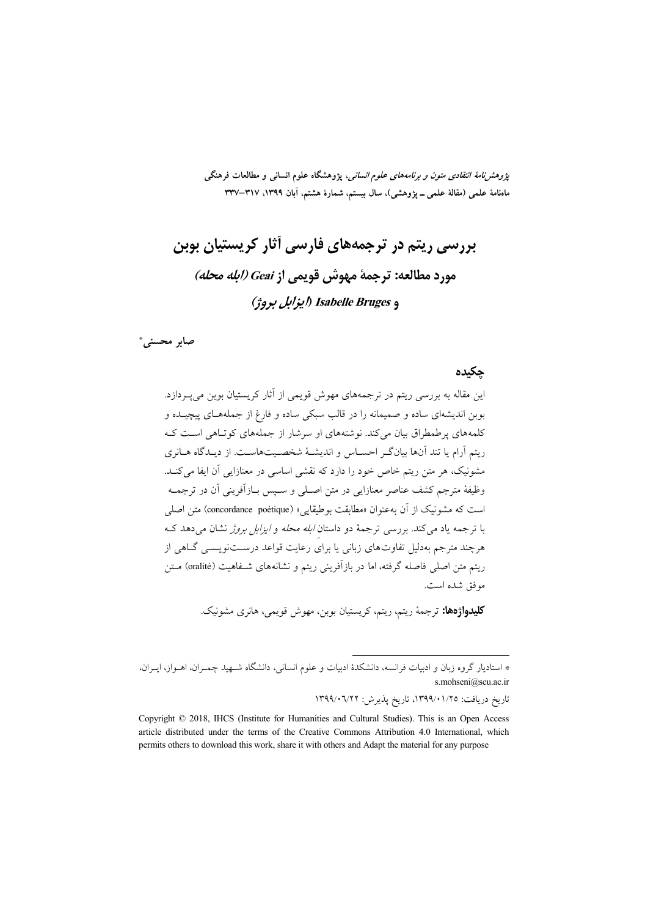*پژوهش‌نامهٔ انتقادی متون و برنامه‌های علوم انسانی*، پژوهشگاه علوم انسانی و مطالعات فرهنگی
ماه‌نامهٔ علمی (مقالهٔ علمی ـ پژوهشی)، سال بیستم، شمارهٔ هشتم، آبان ۱۳۹۹، ۳۱۷–۳۳۷

# بررسی ریتم در ترجمه‌های فارسی آثار کریستیان بوبن

## مورد مطالعه: ترجمهٔ مهوش قویمی از *Geai* (*ابله محله*) و *Isabelle Bruges* (*ایزابل بروژ*)

**صابر محسنی***

## چکیده

این مقاله به بررسی ریتم در ترجمه‌های مهوش قویمی از آثار کریستیان بوبن می‌پردازد. بوبن اندیشه‌ای ساده و صمیمانه را در قالب سبکی ساده و فارغ از جمله‌های پیچیده و کلمه‌های پرطمطراق بیان می‌کند. نوشته‌های او سرشار از جمله‌های کوتاهی است که ریتم آرام یا تند آن‌ها بیانگر احساس و اندیشهٔ شخصیت‌هاست. از دیدگاه هانری مشونیک، هر متن ریتم خاص خود را دارد که نقشی اساسی در معنازایی آن ایفا می‌کند. وظیفهٔ مترجم کشف عناصر معنازایی در متن اصلی و سپس بازآفرینی آن در ترجمه است که مشونیک از آن به‌عنوان «مطابقت بوطیقایی» (concordance poétique) متن اصلی با ترجمه یاد می‌کند. بررسی ترجمهٔ دو داستان *ابله محله* و *ایزابل بروژ* نشان می‌دهد که هرچند مترجم به‌دلیل تفاوت‌های زبانی یا برای رعایت قواعد درست‌نویسی گاهی از ریتم متن اصلی فاصله گرفته، اما در بازآفرینی ریتم و نشانه‌های شفاهیت (oralité) متن موفق شده است.

**کلیدواژه‌ها:** ترجمهٔ ریتم، ریتم، کریستیان بوبن، مهوش قویمی، هانری مشونیک.

---

* استادیار گروه زبان و ادبیات فرانسه، دانشکدهٔ ادبیات و علوم انسانی، دانشگاه شهید چمران، اهواز، ایران، s.mohseni@scu.ac.ir

تاریخ دریافت: ۱۳۹۹/۰۱/۲۵، تاریخ پذیرش: ۱۳۹۹/۰۶/۲۲

Copyright © 2018, IHCS (Institute for Humanities and Cultural Studies). This is an Open Access article distributed under the terms of the Creative Commons Attribution 4.0 International, which permits others to download this work, share it with others and Adapt the material for any purpose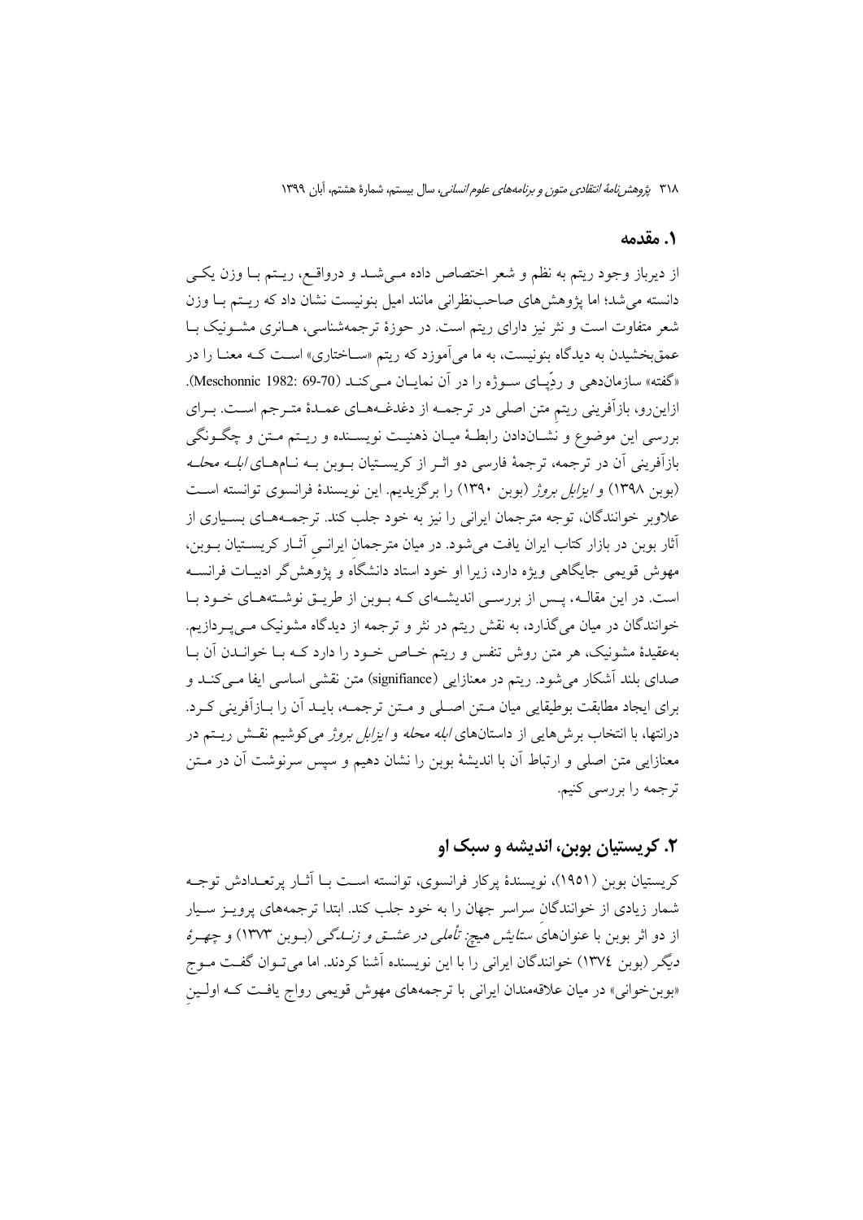## ۱. مقدمه

از دیرباز وجود ریتم به نظم و شعر اختصاص داده می‌شد و درواقع، ریتم با وزن یکی دانسته می‌شد؛ اما پژوهش‌های صاحب‌نظرانی مانند امیل بنونیست نشان داد که ریتم با وزن شعر متفاوت است و نثر نیز دارای ریتم است. در حوزهٔ ترجمه‌شناسی، هانری مشونیک با عمق‌بخشیدن به دیدگاه بنونیست، به ما می‌آموزد که ریتم «ساختاری» است که معنا را در «گفته» سازمان‌دهی و ردّپای سوژه را در آن نمایان می‌کند (Meschonnic 1982: 69-70). ازاین‌رو، بازآفرینی ریتمِ متن اصلی در ترجمه از دغدغه‌های عمدهٔ مترجم است. برای بررسی این موضوع و نشان‌دادن رابطهٔ میان ذهنیت نویسنده و ریتم متن و چگونگی بازآفرینی آن در ترجمه، ترجمهٔ فارسی دو اثر از کریستیان بوبن به نام‌های *ابله محله* (بوبن ۱۳۹۸) و *ایزابل بروژ* (بوبن ۱۳۹۰) را برگزیدیم. این نویسندهٔ فرانسوی توانسته است علاوه‌بر خوانندگان، توجه مترجمان ایرانی را نیز به خود جلب کند. ترجمه‌های بسیاری از آثار بوبن در بازار کتاب ایران یافت می‌شود. در میان مترجمان ایرانی آثار کریستیان بوبن، مهوش قویمی جایگاهی ویژه دارد، زیرا او خود استاد دانشگاه و پژوهش‌گر ادبیات فرانسه است. در این مقاله، پس از بررسی اندیشه‌ای که بوبن از طریق نوشته‌های خود با خوانندگان در میان می‌گذارد، به نقش ریتم در نثر و ترجمه از دیدگاه مشونیک می‌پردازیم. به‌عقیدهٔ مشونیک، هر متن روش تنفس و ریتم خاص خود را دارد که با خواندن آن با صدای بلند آشکار می‌شود. ریتم در معنازایی (signifiance) متن نقشی اساسی ایفا می‌کند و برای ایجاد مطابقت بوطیقایی میان متن اصلی و متن ترجمه، باید آن را بازآفرینی کرد. درانتها، با انتخاب برش‌هایی از داستان‌های *ابله محله* و *ایزابل بروژ* می‌کوشیم نقش ریتم در معنازایی متن اصلی و ارتباط آن با اندیشهٔ بوبن را نشان دهیم و سپس سرنوشت آن در متن ترجمه را بررسی کنیم.

## ۲. کریستیان بوبن، اندیشه و سبک او

کریستیان بوبن (۱۹۵۱)، نویسندهٔ پرکار فرانسوی، توانسته است با آثار پرتعدادش توجه شمار زیادی از خوانندگان سراسر جهان را به خود جلب کند. ابتدا ترجمه‌های پرویز سیار از دو اثر بوبن با عنوان‌های *ستایش هیچ: تأملی در عشق و زندگی* (بوبن ۱۳۷۳) و *چهرهٔ دیگر* (بوبن ۱۳۷۴) خوانندگان ایرانی را با این نویسنده آشنا کردند. اما می‌توان گفت موج «بوبن‌خوانی» در میان علاقه‌مندان ایرانی با ترجمه‌های مهوش قویمی رواج یافت که اولینِ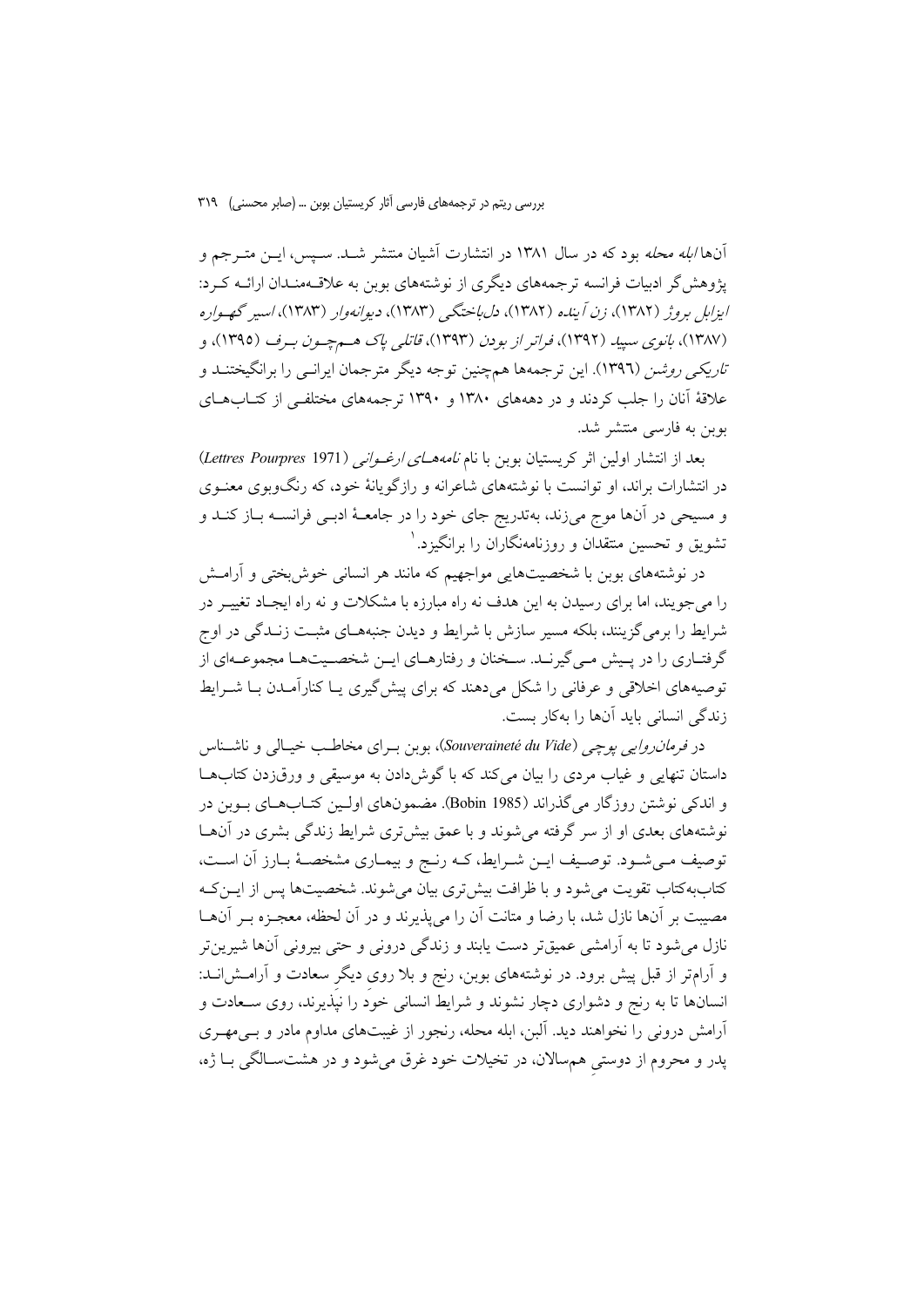آن‌ها *ابله محله* بود که در سال ۱۳۸۱ در انتشارات آشیان منتشر شد. سپس، این مترجم و پژوهش‌گر ادبیات فرانسه ترجمه‌های دیگری از نوشته‌های بوبن به علاقه‌مندان ارائه کرد: *ایزابل بروژ* (۱۳۸۲)، *زن آینده* (۱۳۸۲)، *دل‌باختگی* (۱۳۸۳)، *دیوانه‌وار* (۱۳۸۳)، *اسیر گهواره* (۱۳۸۷)، *بانوی سپید* (۱۳۹۲)، *فراتر از بودن* (۱۳۹۳)، *قاتلی پاک هم‌چون برف* (۱۳۹۵)، و *تاریکی روشن* (۱۳۹٦). این ترجمه‌ها هم‌چنین توجه دیگر مترجمان ایرانی را برانگیختند و علاقهٔ آنان را جلب کردند و در دهه‌های ۱۳۸۰ و ۱۳۹۰ ترجمه‌های مختلفی از کتاب‌های بوبن به فارسی منتشر شد.

بعد از انتشار اولین اثر کریستیان بوبن با نام *نامه‌های ارغوانی* (*Lettres Pourpres* 1971) در انتشارات براند، او توانست با نوشته‌های شاعرانه و رازگونهٔ خود، که رنگ‌وبوی معنوی و مسیحی در آن‌ها موج می‌زند، به‌تدریج جای خود را در جامعهٔ ادبی فرانسه باز کند و تشویق و تحسین منتقدان و روزنامه‌نگاران را برانگیزد.[1]

در نوشته‌های بوبن با شخصیت‌هایی مواجهیم که مانند هر انسانی خوش‌بختی و آرامش را می‌جویند، اما برای رسیدن به این هدف نه راه مبارزه با مشکلات و نه راه ایجاد تغییر در شرایط را برمی‌گزینند، بلکه مسیر سازش با شرایط و دیدن جنبه‌های مثبت زندگی در اوج گرفتاری را در پیش می‌گیرند. سخنان و رفتارهای این شخصیت‌ها مجموعه‌ای از توصیه‌های اخلاقی و عرفانی را شکل می‌دهند که برای پیش‌گیری یا کنارآمدن با شرایط زندگی انسانی باید آن‌ها را به‌کار بست.

در *فرمان‌روایی پوچی* (*Souveraineté du Vide*)، بوبن برای مخاطب خیالی و ناشناس داستان تنهایی و غیاب مردی را بیان می‌کند که با گوش‌دادن به موسیقی و ورق‌زدن کتاب‌ها و اندکی نوشتن روزگار می‌گذراند (Bobin 1985). مضمون‌های اولین کتاب‌های بوبن در نوشته‌های بعدی او از سر گرفته می‌شوند و با عمق بیش‌تری شرایط زندگی بشری در آن‌ها توصیف می‌شود. توصیف این شرایط، که رنج و بیماری مشخصهٔ بارز آن است، کتاب‌به‌کتاب تقویت می‌شود و با ظرافت بیش‌تری بیان می‌شوند. شخصیت‌ها پس از این‌که مصیبت بر آن‌ها نازل شد، با رضا و متانت آن را می‌پذیرند و در آن لحظه، معجزه بر آن‌ها نازل می‌شود تا به آرامشی عمیق‌تر دست یابند و زندگی درونی و حتی بیرونی آن‌ها شیرین‌تر و آرام‌تر از قبل پیش برود. در نوشته‌های بوبن، رنج و بلا روی دیگر سعادت و آرامش‌اند: انسان‌ها تا به رنج و دشواری دچار نشوند و شرایط انسانی خود را نپذیرند، روی سعادت و آرامش درونی را نخواهند دید. آلبن، ابله محله، رنجور از غیبت‌های مداوم مادر و بی‌مهری پدر و محروم از دوستیِ هم‌سالان، در تخیلات خود غرق می‌شود و در هشت‌سالگی با ژه،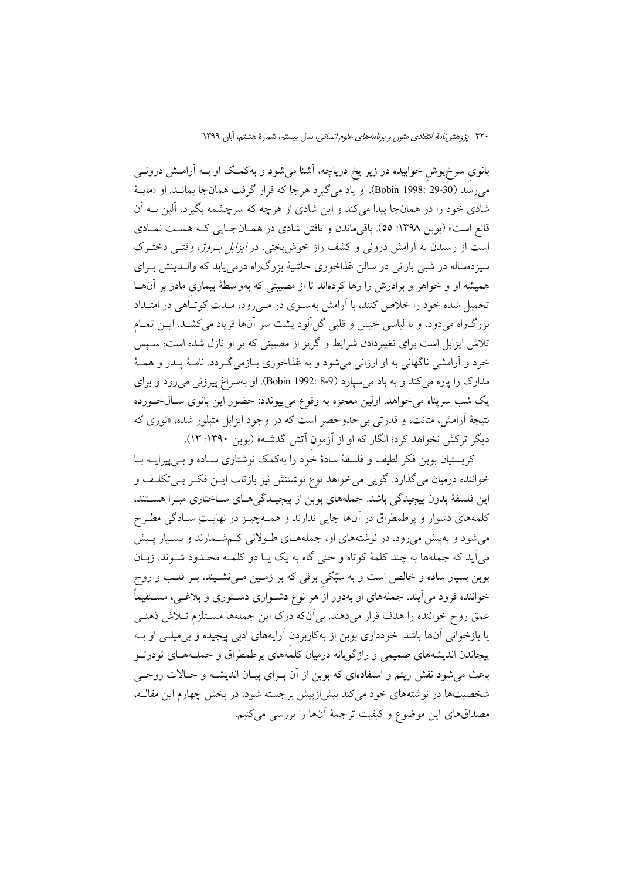بانوی سرخ‌پوشِ خوابیده در زیر یخِ دریاچه، آشنا می‌شود و به‌کمک او بـه آرامـش درونـی می‌رسد (Bobin 1998: 29-30). او یاد می‌گیرد هرجا که قرار گرفت همان‌جا بمانـد. او «مایـهٔ شادی خود را در همان‌جا پیدا می‌کند و این شادی از هرچه که سرچشمه بگیرد، آلبن بـه آن قانع است» (بوبن ۱۳۹۸: ۵۵). باقی‌ماندن و یافتن شادی در همـان‌جـایی کـه هسـت نمـادی است از رسیدن به آرامش درونی و کشف راز خوش‌بختی. در *ایزابل بـروژ*، وقتـی دختـرک سیزده‌ساله در شبی بارانی در سالن غذاخوری حاشیهٔ بزرگ‌راه درمی‌یابد که والـدینش بـرای همیشه او و خواهر و برادرش را رها کرده‌اند تا از مصیبتی که به‌واسطهٔ بیماری مادر بر آن‌هـا تحمیل شده خود را خلاص کنند، با آرامش به‌سـوی در مـی‌رود، مـدت کوتـاهی در امتـداد بزرگ‌راه می‌دود، و با لباسی خیس و قلبی گل‌آلود پشت سر آن‌ها فریاد می‌کشـد. ایـن تمـام تلاش ایزابل است برای تغییردادن شرایط و گریز از مصیبتی که بر او نازل شده است؛ سـپس خرد و آرامشی ناگهانی به او ارزانی می‌شود و به غذاخوری بـازمی‌گـردد. نامـهٔ پـدر و همـهٔ مدارک را پاره می‌کند و به باد می‌سپارد (Bobin 1992: 8-9). او به‌سراغ پیرزنی می‌رود و برای یک شب سرپناه می‌خواهد. اولین معجزه به وقوع می‌پیوندد: حضور این بانوی سـال‌خـورده نتیجهٔ آرامش، متانت، و قدرتی بی‌حدوحصر است که در وجود ایزابل متبلور شده، «نوری که دیگر ترکش نخواهد کرد؛ انگار که او از آزمونِ آتش گذشته» (بوبن ۱۳۹۰: ۱۳).

کریستیان بوبن فکر لطیف و فلسفهٔ سادهٔ خود را به‌کمک نوشتاری سـاده و بـی‌پیرایـه بـا خواننده درمیان می‌گذارد. گویی می‌خواهد نوع نوشتنش نیز بازتاب ایـن فکـر بـی‌تکلـف و این فلسفهٔ بدون پیچیدگی باشد. جمله‌های بوبن از پیچیـدگی‌هـای سـاختاری مبـرا هسـتند، کلمه‌های دشوار و پرطمطراق در آن‌ها جایی ندارند و همـه‌چیـز در نهایـتِ سـادگی مطـرح می‌شود و به‌پیش می‌رود. در نوشته‌های او، جمله‌هـای طـولانی کـم‌شـمارند و بسـیار پـیش می‌آید که جمله‌ها به چند کلمهٔ کوتاه و حتی گاه به یک یـا دو کلمـه محـدود شـوند. زبـان بوبن بسیار ساده و خالص است و به سَبُکیِ برفی که بر زمـین مـی‌نشـیند، بـر قلـب و روح خواننده فرود می‌آیند. جمله‌های او به‌دور از هر نوع دشـواری دسـتوری و بلاغـی، مسـتقیماً عمق روح خواننده را هدف قرار می‌دهند. بی‌آن‌که درک این جمله‌ها مسـتلزم تـلاش ذهنـی یا بازخوانی آن‌ها باشد. خودداری بوبن از به‌کاربردن آرایه‌های ادبی پیچیده و بی‌میلـی او بـه پیچاندن اندیشه‌های صمیمی و رازگویانه درمیان کلمه‌های پرطمطراق و جملـه‌هـای تودرتـو باعث می‌شود نقش ریتم و استفاده‌ای که بوبن از آن بـرای بیـان اندیشـه و حـالات روحـی شخصیت‌ها در نوشته‌های خود می‌کند بیش‌ازپیش برجسته شود. در بخش چهارم این مقالـه، مصداق‌های این موضوع و کیفیت ترجمهٔ آن‌ها را بررسی می‌کنیم.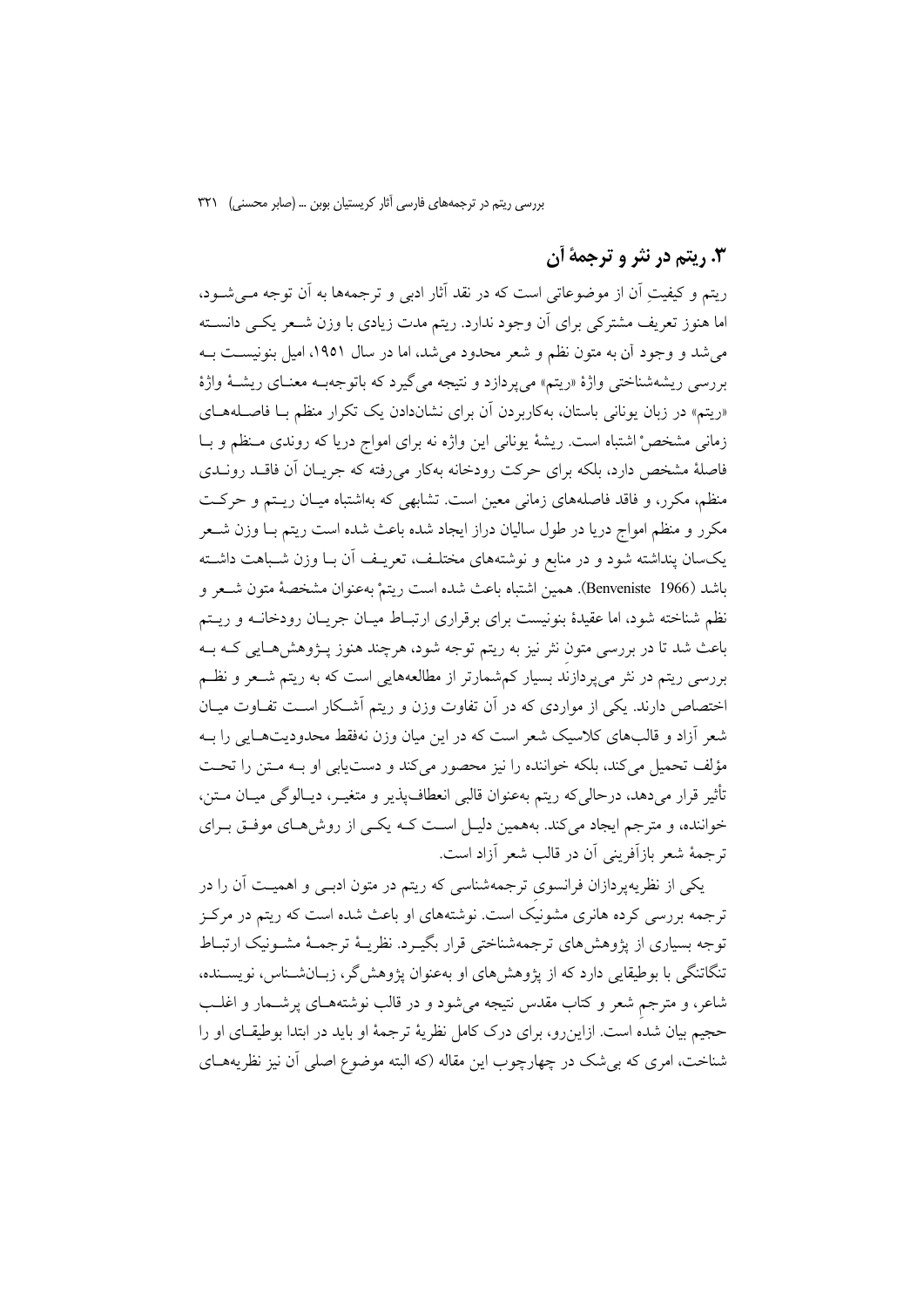## ۳. ریتم در نثر و ترجمهٔ آن

ریتم و کیفیتِ آن از موضوعاتی است که در نقد آثار ادبی و ترجمه‌ها به آن توجه می‌شود، اما هنوز تعریف مشترکی برای آن وجود ندارد. ریتم مدت زیادی با وزن شعر یکی دانسته می‌شد و وجود آن به متون نظم و شعر محدود می‌شد، اما در سال ۱۹۵۱، امیل بنونیست به بررسی ریشه‌شناختی واژهٔ «ریتم» می‌پردازد و نتیجه می‌گیرد که باتوجه‌به معنای ریشهٔ واژهٔ «ریتم» در زبان یونانی باستان، به‌کاربردن آن برای نشان‌دادن یک تکرار منظم با فاصله‌های زمانی مشخص، اشتباه است. ریشهٔ یونانی این واژه نه برای امواج دریا که روندی منظم و با فاصلهٔ مشخص دارد، بلکه برای حرکت رودخانه به‌کار می‌رفته که جریان آن فاقد روندی منظم، مکرر، و فاقد فاصله‌های زمانی معین است. تشابهی که به‌اشتباه میان ریتم و حرکت مکرر و منظم امواج دریا در طول سالیان دراز ایجاد شده باعث شده است ریتم با وزن شعر یک‌سان پنداشته شود و در منابع و نوشته‌های مختلف، تعریف آن با وزن شباهت داشته باشد (Benveniste 1966). همین اشتباه باعث شده است ریتم، به‌عنوان مشخصهٔ متون شعر و نظم شناخته شود، اما عقیدهٔ بنونیست برای برقراری ارتباط میان جریان رودخانه و ریتم باعث شد تا در بررسی متونِ نثر نیز به ریتم توجه شود، هرچند هنوز پژوهش‌هایی که به بررسی ریتم در نثر می‌پردازند بسیار کم‌شمارتر از مطالعه‌هایی است که به ریتم شعر و نظم اختصاص دارند. یکی از مواردی که در آن تفاوت وزن و ریتم آشکار است تفاوت میان شعر آزاد و قالب‌های کلاسیک شعر است که در این میان وزن نه‌فقط محدودیت‌هایی را به مؤلف تحمیل می‌کند، بلکه خواننده را نیز محصور می‌کند و دست‌یابی او به متن را تحت تأثیر قرار می‌دهد، درحالی‌که ریتم به‌عنوان قالبی انعطاف‌پذیر و متغیر، دیالوگی میان متن، خواننده، و مترجم ایجاد می‌کند. به‌همین دلیل است که یکی از روش‌های موفق برای ترجمهٔ شعر بازآفرینی آن در قالب شعر آزاد است.

یکی از نظریه‌پردازان فرانسوی ترجمه‌شناسی که ریتم در متون ادبی و اهمیت آن را در ترجمه بررسی کرده هانری مشونیک است. نوشته‌های او باعث شده است که ریتم در مرکز توجه بسیاری از پژوهش‌های ترجمه‌شناختی قرار بگیرد. نظریهٔ ترجمهٔ مشونیک ارتباط تنگاتنگی با بوطیقایی دارد که از پژوهش‌های او به‌عنوان پژوهش‌گر، زبان‌شناس، نویسنده، شاعر، و مترجم شعر و کتاب مقدس نتیجه می‌شود و در قالب نوشته‌های پرشمار و اغلب حجیم بیان شده است. ازاین‌رو، برای درک کامل نظریهٔ ترجمهٔ او باید در ابتدا بوطیقای او را شناخت، امری که بی‌شک در چهارچوب این مقاله (که البته موضوع اصلی آن نیز نظریه‌های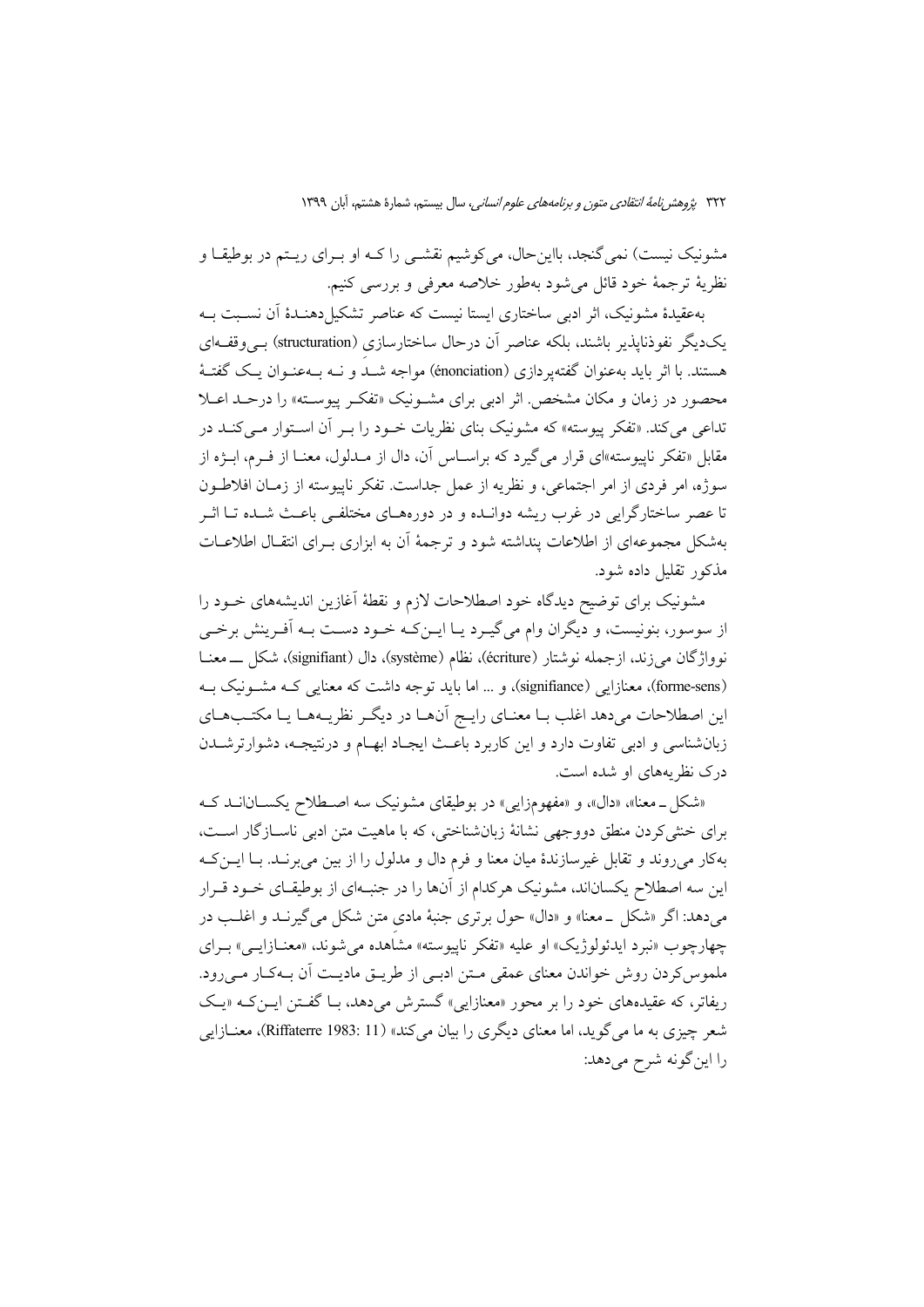مشونیک نیست) نمی‌گنجد، بااین‌حال، می‌کوشیم نقشی را که او برای ریتم در بوطیقا و نظریهٔ ترجمهٔ خود قائل می‌شود به‌طور خلاصه معرفی و بررسی کنیم.

به‌عقیدهٔ مشونیک، اثر ادبی ساختاری ایستا نیست که عناصر تشکیل‌دهندهٔ آن نسبت به یک‌دیگر نفوذناپذیر باشند، بلکه عناصر آن درحال ساختارسازی (structuration) بی‌وقفه‌ای هستند. با اثر باید به‌عنوان گفته‌پردازی (énonciation) مواجه شد و نه به‌عنوان یک گفتهٔ محصور در زمان و مکان مشخص. اثر ادبی برای مشونیک «تفکر پیوسته» را درحد اعلا تداعی می‌کند. «تفکر پیوسته» که مشونیک بنای نظریات خود را بر آن استوار می‌کند در مقابل «تفکر ناپیوسته»ای قرار می‌گیرد که براساس آن، دال از مدلول، معنا از فرم، ابژه از سوژه، امر فردی از امر اجتماعی، و نظریه از عمل جداست. تفکر ناپیوسته از زمان افلاطون تا عصر ساختارگرایی در غرب ریشه دوانده و در دوره‌های مختلفی باعث شده تا اثر به‌شکل مجموعه‌ای از اطلاعات پنداشته شود و ترجمهٔ آن به ابزاری برای انتقال اطلاعات مذکور تقلیل داده شود.

مشونیک برای توضیح دیدگاه خود اصطلاحات لازم و نقطهٔ آغازین اندیشه‌های خود را از سوسور، بنونیست، و دیگران وام می‌گیرد یا این‌که خود دست به آفرینش برخی نوواژگان می‌زند، ازجمله نوشتار (écriture)، نظام (système)، دال (signifiant)، شکل ـــ معنا (forme-sens)، معنازایی (signifiance)، و ... اما باید توجه داشت که معنایی که مشونیک به این اصطلاحات می‌دهد اغلب با معنای رایج آن‌ها در دیگر نظریه‌ها یا مکتب‌های زبان‌شناسی و ادبی تفاوت دارد و این کاربرد باعث ایجاد ابهام و درنتیجه، دشوارترشدن درک نظریه‌های او شده است.

«شکل ـ معنا»، «دال»، و «مفهوم‌زایی» در بوطیقای مشونیک سه اصطلاح یکسان‌اند که برای خنثی‌کردن منطق دووجهی نشانهٔ زبان‌شناختی، که با ماهیت متن ادبی ناسازگار است، به‌کار می‌روند و تقابل غیرسازندهٔ میان معنا و فرم دال و مدلول را از بین می‌برند. با این‌که این سه اصطلاح یکسان‌اند، مشونیک هرکدام از آن‌ها را در جنبه‌ای از بوطیقای خود قرار می‌دهد: اگر «شکل ـ معنا» و «دال» حول برتری جنبهٔ مادیِ متن شکل می‌گیرند و اغلب در چهارچوب «نبرد ایدئولوژیک» او علیه «تفکر ناپیوسته» مشاهده می‌شوند، «معنازایی» برای ملموس‌کردن روش خواندن معنای عمقی متن ادبی از طریق مادیت آن به‌کار می‌رود. ریفاتر، که عقیده‌های خود را بر محور «معنازایی» گسترش می‌دهد، با گفتن این‌که «یک شعر چیزی به ما می‌گوید، اما معنای دیگری را بیان می‌کند» (Riffaterre 1983: 11)، معنازایی را این‌گونه شرح می‌دهد: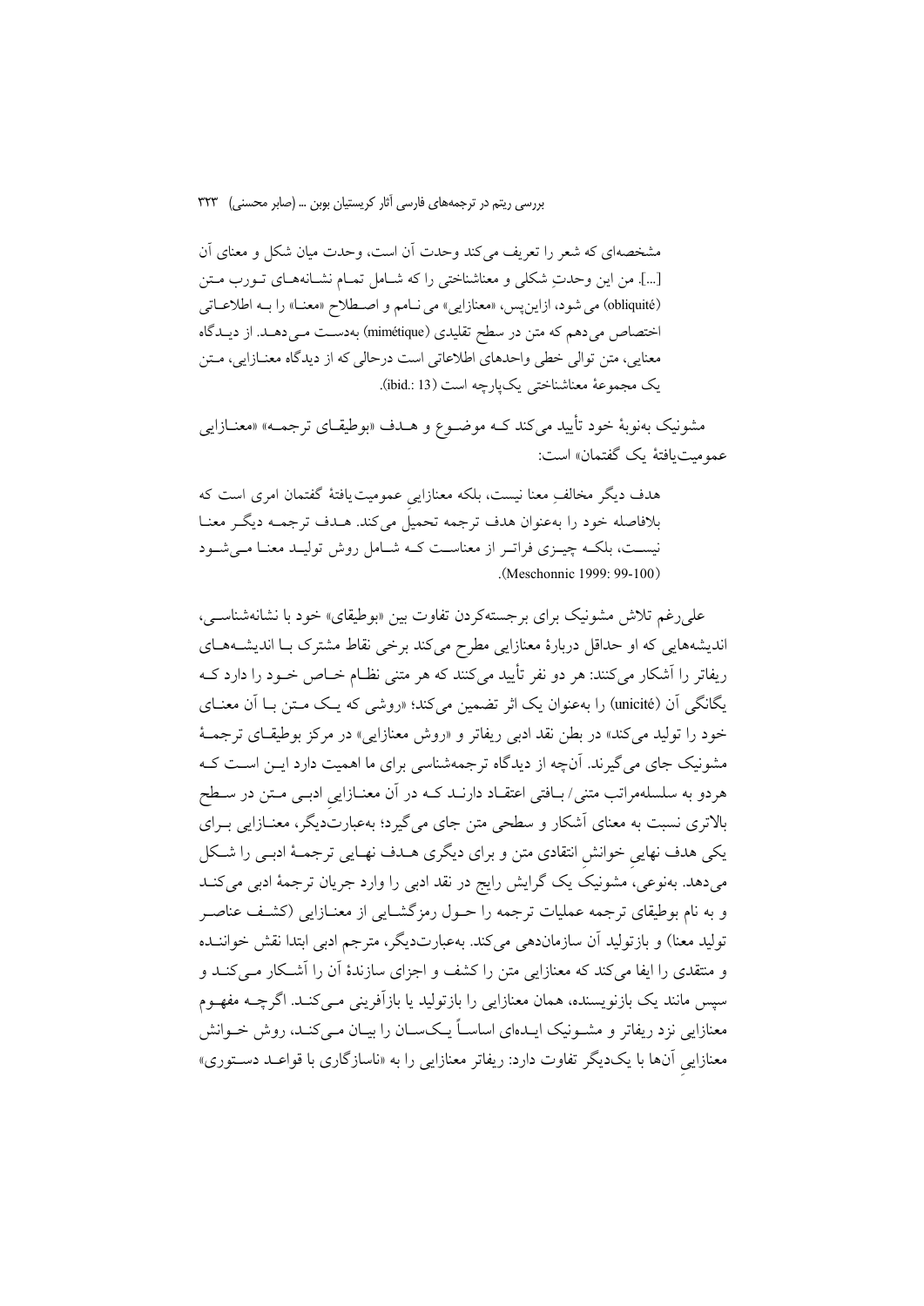> مشخصه‌ای که شعر را تعریف می‌کند وحدت آن است، وحدت میان شکل و معنای آن [...]. من این وحدتِ شکلی و معناشناختی را که شامل تمام نشانه‌های تورب متن (obliquité) می‌شود، ازاین‌پس، «معنازایی» می‌نامم و اصطلاح «معنا» را به اطلاعاتی اختصاص می‌دهم که متن در سطح تقلیدی (mimétique) به‌دست می‌دهد. از دیدگاه معنایی، متن توالی خطی واحدهای اطلاعاتی است درحالی که از دیدگاه معنازایی، متن یک مجموعهٔ معناشناختی یک‌پارچه است (ibid.: 13).

مشونیک به‌نوبهٔ خود تأیید می‌کند که موضوع و هدف «بوطیقای ترجمه» «معنازایی عمومیت‌یافتهٔ یک گفتمان» است:

> هدف دیگر مخالفِ معنا نیست، بلکه معنازاییِ عمومیت‌یافتهٔ گفتمان امری است که بلافاصله خود را به‌عنوان هدف ترجمه تحمیل می‌کند. هدف ترجمه دیگر معنا نیست، بلکه چیزی فراتر از معناست که شامل روش تولید معنا می‌شود (Meschonnic 1999: 99-100).

علی‌رغم تلاش مشونیک برای برجسته‌کردن تفاوت بین «بوطیقای» خود با نشانه‌شناسی، اندیشه‌هایی که او حداقل دربارهٔ معنازایی مطرح می‌کند برخی نقاط مشترک با اندیشه‌های ریفاتر را آشکار می‌کنند: هر دو نفر تأیید می‌کنند که هر متنی نظام خاص خود را دارد که یگانگی آن (unicité) را به‌عنوان یک اثر تضمین می‌کند؛ «روشی که یک متن با آن معنای خود را تولید می‌کند» در بطن نقد ادبی ریفاتر و «روش معنازایی» در مرکز بوطیقای ترجمهٔ مشونیک جای می‌گیرند. آن‌چه از دیدگاه ترجمه‌شناسی برای ما اهمیت دارد این است که هردو به سلسله‌مراتب متنی/ بافتی اعتقاد دارند که در آن معنازاییِ ادبی متن در سطح بالاتری نسبت به معنای آشکار و سطحی متن جای می‌گیرد؛ به‌عبارت‌دیگر، معنازایی برای یکی هدف نهاییِ خوانشِ انتقادی متن و برای دیگری هدف نهایی ترجمهٔ ادبی را شکل می‌دهد. به‌نوعی، مشونیک یک گرایش رایج در نقد ادبی را وارد جریان ترجمهٔ ادبی می‌کند و به نام بوطیقای ترجمه عملیات ترجمه را حول رمزگشایی از معنازایی (کشف عناصر تولید معنا) و بازتولید آن سازمان‌دهی می‌کند. به‌عبارت‌دیگر، مترجم ادبی ابتدا نقش خواننده و منتقدی را ایفا می‌کند که معنازایی متن را کشف و اجزای سازندهٔ آن را آشکار می‌کند و سپس مانند یک بازنویسنده، همان معنازایی را بازتولید یا بازآفرینی می‌کند. اگرچه مفهوم معنازایی نزد ریفاتر و مشونیک ایده‌ای اساساً یک‌سان را بیان می‌کند، روش خوانش معنازاییِ آن‌ها با یک‌دیگر تفاوت دارد: ریفاتر معنازایی را به «ناسازگاری با قواعد دستوری»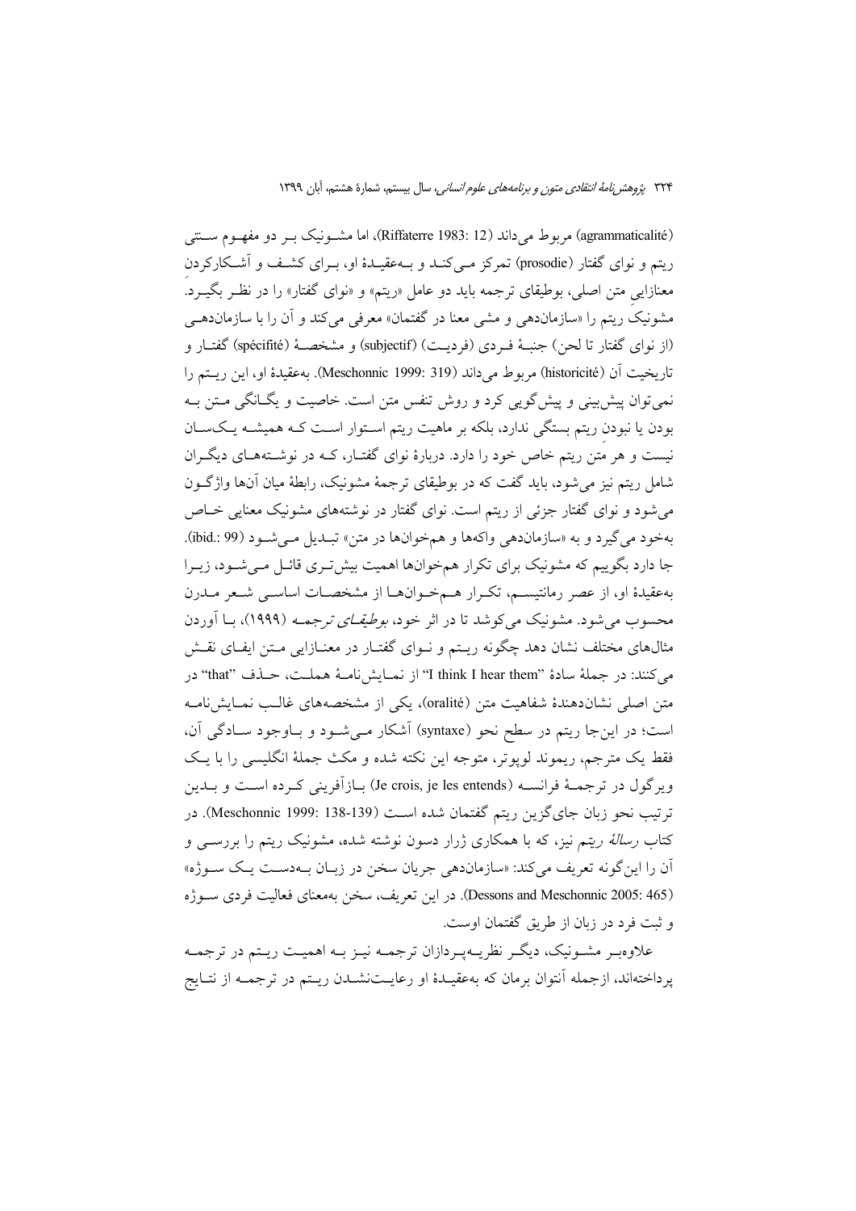(agrammaticalité) مربوط می‌داند (Riffaterre 1983: 12)، اما مشونیک بر دو مفهوم سنتی ریتم و نوای گفتار (prosodie) تمرکز می‌کند و به‌عقیدهٔ او، برای کشف و آشکارکردن معنازاییِ متن اصلی، بوطیقای ترجمه باید دو عامل «ریتم» و «نوای گفتار» را در نظر بگیرد. مشونیک ریتم را «سازمان‌دهی و مشی معنا در گفتمان» معرفی می‌کند و آن را با سازمان‌دهی (از نوای گفتار تا لحن) جنبهٔ فردی (فردیت) (subjectif) و مشخصهٔ (spécifité) گفتار و تاریخیت آن (historicité) مربوط می‌داند (Meschonnic 1999: 319). به‌عقیدهٔ او، این ریتم را نمی‌توان پیش‌بینی و پیش‌گویی کرد و روش تنفس متن است. خاصیت و یگانگی متن به بودن یا نبودنِ ریتم بستگی ندارد، بلکه بر ماهیت ریتم استوار است که همیشه یک‌سان نیست و هر متن ریتم خاص خود را دارد. دربارهٔ نوای گفتار، که در نوشته‌های دیگران شامل ریتم نیز می‌شود، باید گفت که در بوطیقای ترجمهٔ مشونیک، رابطهٔ میان آن‌ها واژگون می‌شود و نوای گفتار جزئی از ریتم است. نوای گفتار در نوشته‌های مشونیک معنایی خاص به‌خود می‌گیرد و به «سازمان‌دهی واکه‌ها و هم‌خوان‌ها در متن» تبدیل می‌شود (ibid.: 99). جا دارد بگوییم که مشونیک برای تکرار هم‌خوان‌ها اهمیت بیش‌تری قائل می‌شود، زیرا به‌عقیدهٔ او، از عصر رمانتیسم، تکرار هم‌خوان‌ها از مشخصات اساسی شعر مدرن محسوب می‌شود. مشونیک می‌کوشد تا در اثر خود، *بوطیقای ترجمه* (۱۹۹۹)، با آوردن مثال‌های مختلف نشان دهد چگونه ریتم و نوای گفتار در معنازایی متن ایفای نقش می‌کنند: در جملهٔ سادهٔ "I think I hear them" از نمایش‌نامهٔ هملت، حذف "that" در متن اصلی نشان‌دهندهٔ شفاهیت متن (oralité)، یکی از مشخصه‌های غالب نمایش‌نامه است؛ در این‌جا ریتم در سطح نحو (syntaxe) آشکار می‌شود و باوجود سادگی آن، فقط یک مترجم، ریموند لوپوتر، متوجه این نکته شده و مکث جملهٔ انگلیسی را با یک ویرگول در ترجمهٔ فرانسه (Je crois, je les entends) بازآفرینی کرده است و بدین ترتیب نحو زبان جای‌گزین ریتم گفتمان شده است (Meschonnic 1999: 138-139). در کتاب *رسالهٔ ریتم* نیز، که با همکاری ژرار دسون نوشته شده، مشونیک ریتم را بررسی و آن را این‌گونه تعریف می‌کند: «سازمان‌دهی جریان سخن در زبان به‌دست یک سوژه» (Dessons and Meschonnic 2005: 465). در این تعریف، سخن به‌معنای فعالیت فردی سوژه و ثبت فرد در زبان از طریق گفتمان اوست.

علاوه‌بر مشونیک، دیگر نظریه‌پردازان ترجمه نیز به اهمیت ریتم در ترجمه پرداخته‌اند، ازجمله آنتوان برمان که به‌عقیدهٔ او رعایت‌نشدن ریتم در ترجمه از نتایج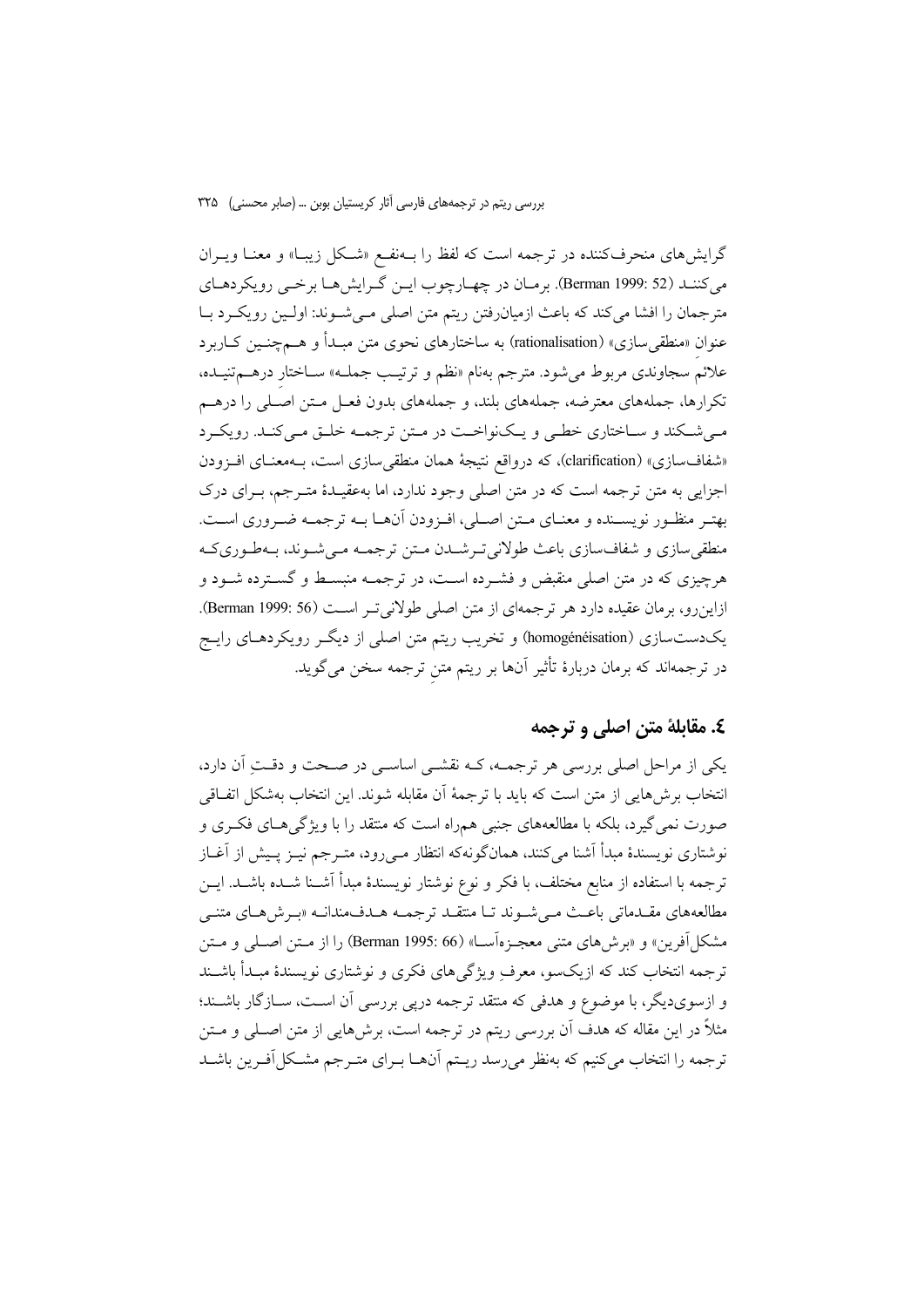گرایش‌های منحرف‌کننده در ترجمه است که لفظ را به‌نفع «شکل زیبا» و معنا ویران می‌کنند (Berman 1999: 52). برمان در چهارچوب این گرایش‌ها برخی رویکردهای مترجمان را افشا می‌کند که باعث ازمیان‌رفتن ریتم متن اصلی می‌شوند: اولین رویکرد با عنوانِ «منطقی‌سازی» (rationalisation) به ساختارهای نحوی متن مبدأ و هم‌چنین کاربرد علائم سجاوندی مربوط می‌شود. مترجم به‌نام «نظم و ترتیب جمله» ساختارِ درهم‌تنیده، تکرارها، جمله‌های معترضه، جمله‌های بلند، و جمله‌های بدون فعل متن اصلی را درهم می‌شکند و ساختاری خطی و یک‌نواخت در متن ترجمه خلق می‌کند. رویکرد «شفاف‌سازی» (clarification)، که درواقع نتیجهٔ همان منطقی‌سازی است، به‌معنای افزودن اجزایی به متن ترجمه است که در متن اصلی وجود ندارد، اما به‌عقیدهٔ مترجم، برای درک بهتر منظور نویسنده و معنای متن اصلی، افزودن آن‌ها به ترجمه ضروری است. منطقی‌سازی و شفاف‌سازی باعث طولانی‌ترشدن متن ترجمه می‌شوند، به‌طوری‌که هرچیزی که در متن اصلی منقبض و فشرده است، در ترجمه منبسط و گسترده شود و ازاین‌رو، برمان عقیده دارد هر ترجمه‌ای از متن اصلی طولانی‌تر است (Berman 1999: 56). یک‌دست‌سازی (homogénéisation) و تخریب ریتم متن اصلی از دیگر رویکردهای رایج در ترجمه‌اند که برمان دربارهٔ تأثیر آن‌ها بر ریتم متنِ ترجمه سخن می‌گوید.

## ٤. مقابلهٔ متن اصلی و ترجمه

یکی از مراحل اصلی بررسی هر ترجمه، که نقشی اساسی در صحت و دقتِ آن دارد، انتخاب برش‌هایی از متن است که باید با ترجمهٔ آن مقابله شوند. این انتخاب به‌شکل اتفاقی صورت نمی‌گیرد، بلکه با مطالعه‌های جنبی همراه است که منتقد را با ویژگی‌های فکری و نوشتاری نویسندهٔ مبدأ آشنا می‌کنند، همان‌گونه‌که انتظار می‌رود، مترجم نیز پیش از آغاز ترجمه با استفاده از منابع مختلف، با فکر و نوع نوشتار نویسندهٔ مبدأ آشنا شده باشد. این مطالعه‌های مقدماتی باعث می‌شوند تا منتقد ترجمه هدف‌مندانه «برش‌های متنی مشکل‌آفرین» و «برش‌های متنی معجزه‌آسا» (Berman 1995: 66) را از متن اصلی و متن ترجمه انتخاب کند که ازیک‌سو، معرفِ ویژگی‌های فکری و نوشتاری نویسندهٔ مبدأ باشند و ازسوی‌دیگر، با موضوع و هدفی که منتقد ترجمه درپی بررسی آن است، سازگار باشند؛ مثلاً در این مقاله که هدف آن بررسی ریتم در ترجمه است، برش‌هایی از متن اصلی و متن ترجمه را انتخاب می‌کنیم که به‌نظر می‌رسد ریتم آن‌ها برای مترجم مشکل‌آفرین باشد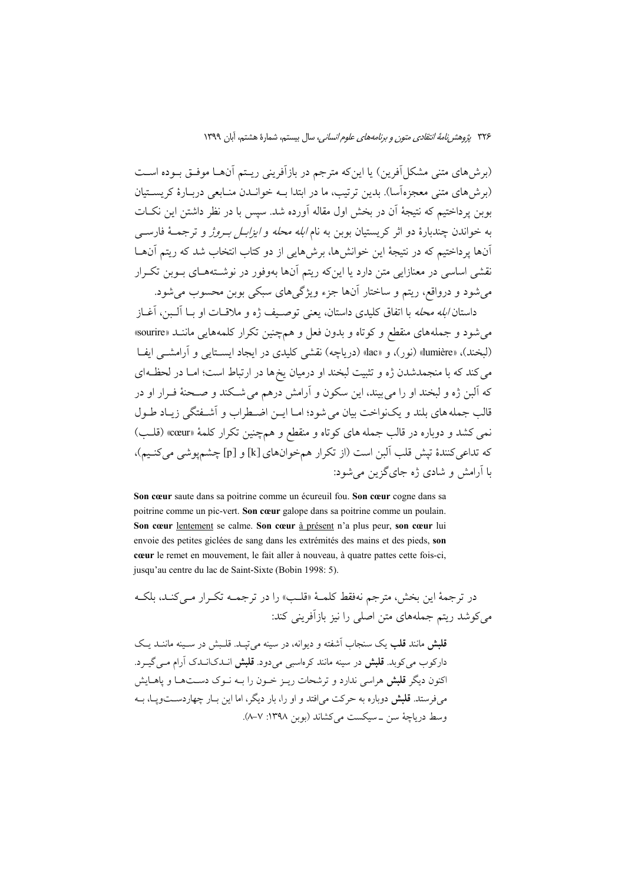(برش‌های متنی مشکل‌آفرین) یا این‌که مترجم در بازآفرینی ریتم آن‌ها موفق بوده است (برش‌های متنی معجزه‌آسا). بدین ترتیب، ما در ابتدا به خواندن منابعی دربارهٔ کریستیان بوبن پرداختیم که نتیجهٔ آن در بخش اول مقاله آورده شد. سپس با در نظر داشتن این نکات به خواندن چندبارهٔ دو اثر کریستیان بوبن به نام *ابله محله* و *ایزابل بروژ* و ترجمهٔ فارسی آن‌ها پرداختیم که در نتیجهٔ این خوانش‌ها، برش‌هایی از دو کتاب انتخاب شد که ریتم آن‌ها نقشی اساسی در معنازایی متن دارد یا این‌که ریتم آن‌ها به‌وفور در نوشته‌های بوبن تکرار می‌شود و درواقع، ریتم و ساختار آن‌ها جزء ویژگی‌های سبکی بوبن محسوب می‌شود.

داستان *ابله محله* با اتفاق کلیدی داستان، یعنی توصیف ژه و ملاقات او با آلبن، آغاز می‌شود و جمله‌های منقطع و کوتاه و بدون فعل و همچنین تکرار کلمه‌هایی مانند «sourire» (لبخند)، «lumière» (نور)، و «lac» (دریاچه) نقشی کلیدی در ایجاد ایستایی و آرامشی ایفا می‌کند که با منجمدشدن ژه و تثبیت لبخند او درمیان یخ‌ها در ارتباط است؛ اما در لحظه‌ای که آلبن ژه و لبخند او را می‌بیند، این سکون و آرامش درهم می‌شکند و صحنهٔ فرار او در قالب جمله‌های بلند و یک‌نواخت بیان می‌شود؛ اما این اضطراب و آشفتگی زیاد طول نمی‌کشد و دوباره در قالب جمله‌های کوتاه و منقطع و همچنین تکرار کلمهٔ «cœur» (قلب) که تداعی‌کنندهٔ تپش قلب آلبن است (از تکرار هم‌خوان‌های [k] و [p] چشم‌پوشی می‌کنیم)، با آرامش و شادی ژه جای‌گزین می‌شود:

> **Son cœur** saute dans sa poitrine comme un écureuil fou. **Son cœur** cogne dans sa poitrine comme un pic-vert. **Son cœur** galope dans sa poitrine comme un poulain. **Son cœur** <u>lentement</u> se calme. **Son cœur** <u>à présent</u> n'a plus peur, **son cœur** lui envoie des petites giclées de sang dans les extrémités des mains et des pieds, **son cœur** le remet en mouvement, le fait aller à nouveau, à quatre pattes cette fois-ci, jusqu'au centre du lac de Saint-Sixte (Bobin 1998: 5).

در ترجمهٔ این بخش، مترجم نه‌فقط کلمهٔ «قلب» را در ترجمه تکرار می‌کند، بلکه می‌کوشد ریتم جمله‌های متن اصلی را نیز بازآفرینی کند:

> **قلبش** مانند **قلب** یک سنجاب آشفته و دیوانه، در سینه می‌تپد. قلبش در سینه مانند یک دارکوب می‌کوبد. **قلبش** در سینه مانند کره‌اسبی می‌دود. **قلبش** اندک‌اندک آرام می‌گیرد. اکنون دیگر **قلبش** هراسی ندارد و ترشحات ریز خون را به نوک دست‌ها و پاهایش می‌فرستد. **قلبش** دوباره به حرکت می‌افتد و او را، بار دیگر، اما این بار چهاردست‌وپا، به وسط دریاچهٔ سن ـ سیکست می‌کشاند (بوبن ۱۳۹۸: ۷-۸).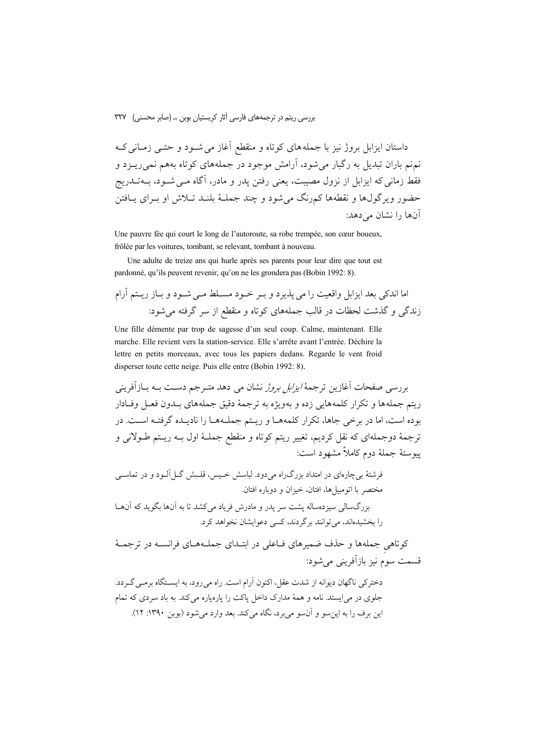داستان ایزابل بروژ نیز با جمله‌های کوتاه و منقطع آغاز می‌شود و حتی زمانی که نم‌نم باران تبدیل به رگبار می‌شود، آرامش موجود در جمله‌های کوتاه به‌هم نمی‌ریزد و فقط زمانی که ایزابل از نزول مصیبت، یعنی رفتن پدر و مادر، آگاه می‌شود، به‌تدریج حضور ویرگول‌ها و نقطه‌ها کم‌رنگ می‌شود و چند جملهٔ بلند تلاش او برای یافتن آن‌ها را نشان می‌دهد:

Une pauvre fée qui court le long de l'autoroute, sa robe trempée, son cœur boueux, frôlée par les voitures, tombant, se relevant, tombant à nouveau.

Une adulte de treize ans qui hurle après ses parents pour leur dire que tout est pardonné, qu'ils peuvent revenir, qu'on ne les grondera pas (Bobin 1992: 8).

اما اندکی بعد ایزابل واقعیت را می‌پذیرد و بر خود مسلط می‌شود و باز ریتم آرام زندگی و گذشت لحظات در قالب جمله‌های کوتاه و منقطع از سر گرفته می‌شود:

Une fille démente par trop de sagesse d'un seul coup. Calme, maintenant. Elle marche. Elle revient vers la station-service. Elle s'arrête avant l'entrée. Déchire la lettre en petits morceaux, avec tous les papiers dedans. Regarde le vent froid disperser toute cette neige. Puis elle entre (Bobin 1992: 8).

بررسی صفحات آغازین ترجمهٔ *ایزابل بروژ* نشان می دهد مترجم دست به بازآفرینی ریتم جمله‌ها و تکرار کلمه‌هایی زده و به‌ویژه به ترجمهٔ دقیق جمله‌های بدون فعل وفادار بوده است، اما در برخی جاها، تکرار کلمه‌ها و ریتم جمله‌ها را نادیده گرفته است. در ترجمهٔ دوجمله‌ای که نقل کردیم، تغییر ریتم کوتاه و منقطع جملهٔ اول به ریتم طولانی و پیوستهٔ جملهٔ دوم کاملاً مشهود است:

فرشتهٔ بی‌چاره‌ای در امتداد بزرگ‌راه می‌دود. لباسش خیس، قلبش گل‌آلود و در تماسی مختصر با اتومبیل‌ها، افتان، خیزان و دوباره افتان.

بزرگ‌سالی سیزده‌ساله پشت سر پدر و مادرش فریاد می‌کشد تا به آن‌ها بگوید که آن‌ها را بخشیده‌اند، می‌توانند برگردند، کسی دعوایشان نخواهد کرد.

کوتاهی جمله‌ها و حذف ضمیرهای فاعلی در ابتدای جمله‌های فرانسه در ترجمهٔ قسمت سوم نیز بازآفرینی می‌شود:

دخترکی ناگهان دیوانه از شدت عقل، اکنون آرام است. راه می‌رود، به ایستگاه برمی‌گردد. جلوی در می‌ایستد. نامه و همهٔ مدارک داخل پاکت را پاره‌پاره می‌کند. به باد سردی که تمام این برف را به این‌سو و آن‌سو می‌برد، نگاه می‌کند. بعد وارد می‌شود (بوبن ۱۳۹۰: ۱۲).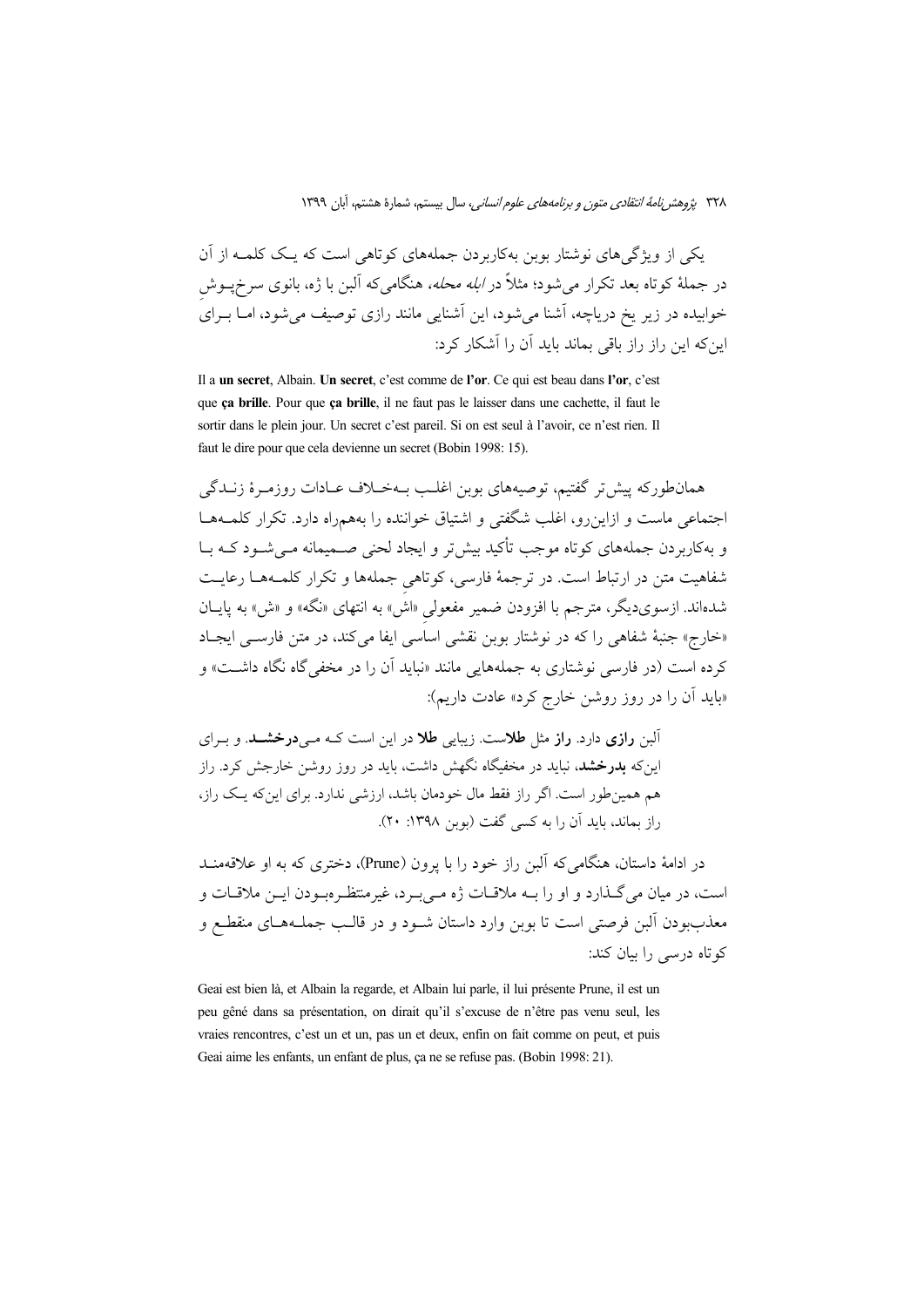یکی از ویژگی‌های نوشتار بوبن به‌کاربردن جمله‌های کوتاهی است که یک کلمه از آن در جملهٔ کوتاه بعد تکرار می‌شود؛ مثلاً در *ابله محله*، هنگامی‌که آلبن با ژه، بانوی سرخ‌پوشِ خوابیده در زیر یخ دریاچه، آشنا می‌شود، این آشنایی مانند رازی توصیف می‌شود، اما برای این‌که این راز راز باقی بماند باید آن را آشکار کرد:

Il a **un secret**, Albain. **Un secret**, c'est comme de **l'or**. Ce qui est beau dans **l'or**, c'est que **ça brille**. Pour que **ça brille**, il ne faut pas le laisser dans une cachette, il faut le sortir dans le plein jour. Un secret c'est pareil. Si on est seul à l'avoir, ce n'est rien. Il faut le dire pour que cela devienne un secret (Bobin 1998: 15).

همان‌طورکه پیش‌تر گفتیم، توصیه‌های بوبن اغلب به‌خلاف عادات روزمرهٔ زندگی اجتماعی ماست و ازاین‌رو، اغلب شگفتی و اشتیاق خواننده را به‌همراه دارد. تکرار کلمه‌ها و به‌کاربردن جمله‌های کوتاه موجب تأکید بیش‌تر و ایجاد لحنی صمیمانه می‌شود که با شفاهیت متن در ارتباط است. در ترجمهٔ فارسی، کوتاهیِ جمله‌ها و تکرار کلمه‌ها رعایت شده‌اند. ازسوی‌دیگر، مترجم با افزودن ضمیر مفعولیِ «اش» به انتهای «نگه» و «ش» به پایان «خارج» جنبهٔ شفاهی را که در نوشتار بوبن نقشی اساسی ایفا می‌کند، در متن فارسی ایجاد کرده است (در فارسی نوشتاری به جمله‌هایی مانند «نباید آن را در مخفی‌گاه نگاه داشت» و «باید آن را در روز روشن خارج کرد» عادت داریم):

> آلبن **رازی** دارد. **راز** مثل **طلا**ست. زیبایی **طلا** در این است که می‌**درخشد**. و برای این‌که **بدرخشد**، نباید در مخفیگاه نگهش داشت، باید در روز روشن خارجش کرد. راز هم همین‌طور است. اگر راز فقط مال خودمان باشد، ارزشی ندارد. برای این‌که یک راز، راز بماند، باید آن را به کسی گفت (بوبن ۱۳۹۸: ۲۰).

در ادامهٔ داستان، هنگامی‌که آلبن راز خود را با پرون (Prune)، دختری که به او علاقه‌مند است، در میان می‌گذارد و او را به ملاقات ژه می‌برد، غیرمنتظره‌بودن این ملاقات و معذب‌بودن آلبن فرصتی است تا بوبن وارد داستان شود و در قالب جمله‌های منقطع و کوتاه درسی را بیان کند:

Geai est bien là, et Albain la regarde, et Albain lui parle, il lui présente Prune, il est un peu gêné dans sa présentation, on dirait qu'il s'excuse de n'être pas venu seul, les vraies rencontres, c'est un et un, pas un et deux, enfin on fait comme on peut, et puis Geai aime les enfants, un enfant de plus, ça ne se refuse pas. (Bobin 1998: 21).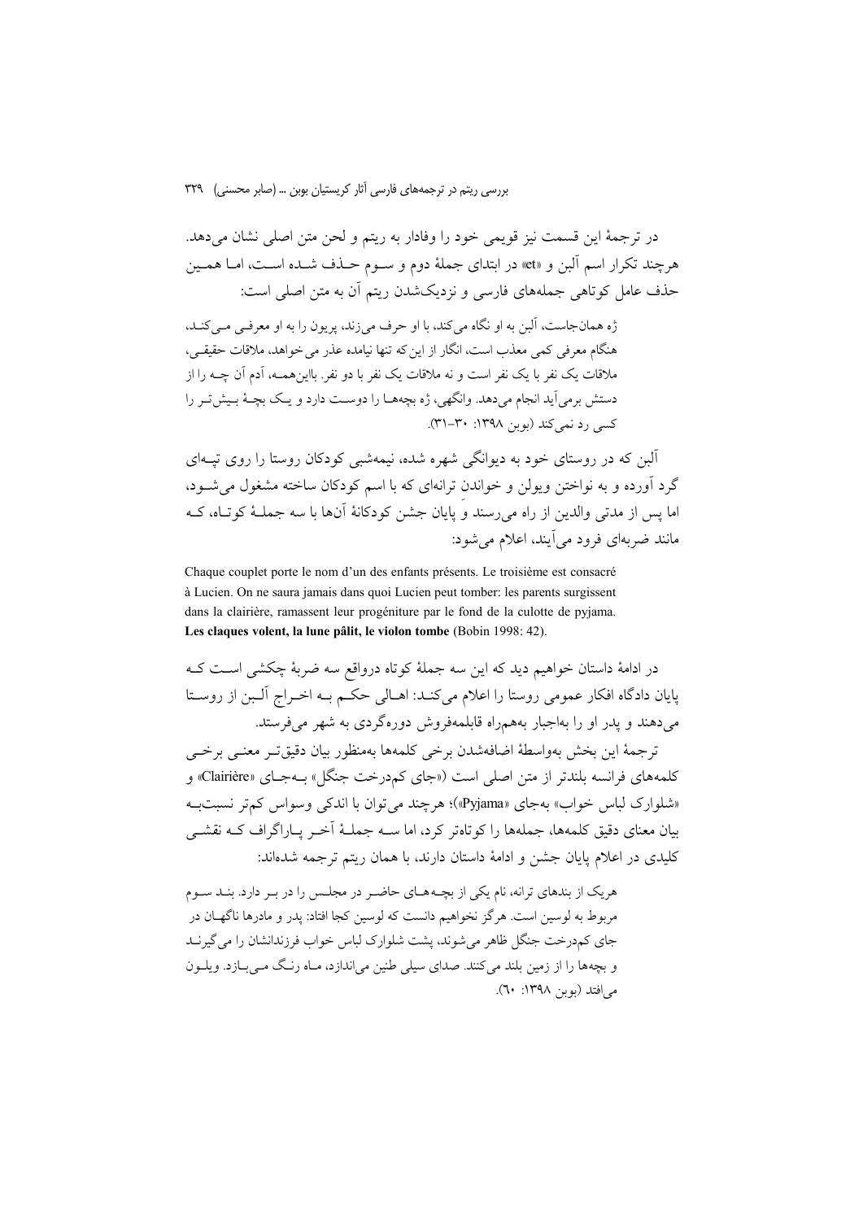در ترجمهٔ این قسمت نیز قویمی خود را وفادار به ریتم و لحن متن اصلی نشان می‌دهد. هرچند تکرار اسم آلبن و «et» در ابتدای جملهٔ دوم و سوم حذف شده است، اما همین حذف عامل کوتاهی جمله‌های فارسی و نزدیک‌شدن ریتم آن به متن اصلی است:

> ژه همان‌جاست، آلبن به او نگاه می‌کند، با او حرف می‌زند، پریون را به او معرفی می‌کند، هنگام معرفی کمی معذب است، انگار از این‌که تنها نیامده عذر می‌خواهد، ملاقات حقیقی، ملاقات یک نفر با یک نفر است و نه ملاقات یک نفر با دو نفر. بااین‌همه، آدم آن چه را از دستش برمی‌آید انجام می‌دهد. وانگهی، ژه بچه‌ها را دوست دارد و یک بچهٔ بیش‌تر را کسی رد نمی‌کند (بوبن ۱۳۹۸: ۳۰-۳۱).

آلبن که در روستای خود به دیوانگی شهره شده، نیمه‌شبی کودکان روستا را روی تپه‌ای گرد آورده و به نواختن ویولن و خواندنِ ترانه‌ای که با اسم کودکان ساخته مشغول می‌شود، اما پس از مدتی والدین از راه می‌رسند و پایان جشن کودکانهٔ آن‌ها با سه جملهٔ کوتاه، که مانند ضربه‌ای فرود می‌آیند، اعلام می‌شود:

> Chaque couplet porte le nom d'un des enfants présents. Le troisième est consacré à Lucien. On ne saura jamais dans quoi Lucien peut tomber: les parents surgissent dans la clairière, ramassent leur progéniture par le fond de la culotte de pyjama. **Les claques volent, la lune pâlit, le violon tombe** (Bobin 1998: 42).

در ادامهٔ داستان خواهیم دید که این سه جملهٔ کوتاه درواقع سه ضربهٔ چکشی است که پایان دادگاه افکار عمومی روستا را اعلام می‌کند: اهالی حکم به اخراج آلبن از روستا می‌دهند و پدر او را به‌اجبار به‌همراه قابلمه‌فروش دوره‌گردی به شهر می‌فرستد.

ترجمهٔ این بخش به‌واسطهٔ اضافه‌شدن برخی کلمه‌ها به‌منظور بیان دقیق‌تر معنی برخی کلمه‌های فرانسه بلندتر از متن اصلی است («جای کم‌درخت جنگل» به‌جای «Clairière» و «شلوارک لباس خواب» به‌جای «Pyjama»)؛ هرچند می‌توان با اندکی وسواس کم‌تر نسبت‌به بیان معنای دقیق کلمه‌ها، جمله‌ها را کوتاه‌تر کرد، اما سه جملهٔ آخر پاراگراف که نقشی کلیدی در اعلام پایان جشن و ادامهٔ داستان دارند، با همان ریتم ترجمه شده‌اند:

> هریک از بندهای ترانه، نام یکی از بچه‌های حاضر در مجلس را در بر دارد. بند سوم مربوط به لوسین است. هرگز نخواهیم دانست که لوسین کجا افتاد: پدر و مادرها ناگهان در جای کم‌درخت جنگل ظاهر می‌شوند، پشت شلوارک لباس خواب فرزندانشان را می‌گیرند و بچه‌ها را از زمین بلند می‌کنند. صدای سیلی طنین می‌اندازد، ماه رنگ می‌بازد. ویلون می‌افتد (بوبن ۱۳۹۸: ٦٠).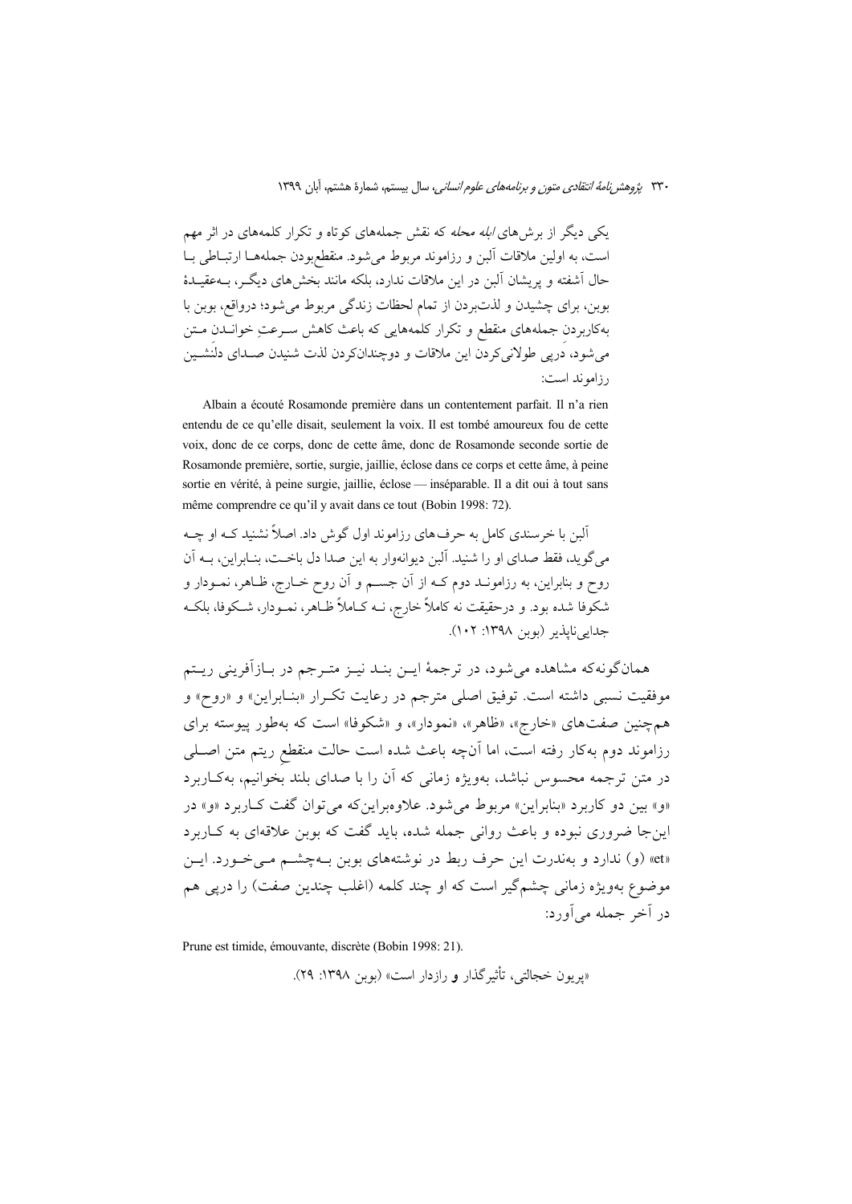یکی دیگر از برش‌های *ابله محله* که نقش جمله‌های کوتاه و تکرار کلمه‌های در اثر مهم است، به اولین ملاقات آلبن و رزاموند مربوط می‌شود. منقطع‌بودن جمله‌ها ارتباطی با حال آشفته و پریشان آلبن در این ملاقات ندارد، بلکه مانند بخش‌های دیگر، به‌عقیدهٔ بوبن، برای چشیدن و لذت‌بردن از تمام لحظات زندگی مربوط می‌شود؛ درواقع، بوبن با به‌کاربردن جمله‌های منقطع و تکرار کلمه‌هایی که باعث کاهش سرعتِ خواندن متن می‌شود، درپی طولانی‌کردن این ملاقات و دوچندان‌کردن لذت شنیدن صدای دلنشین رزاموند است:

Albain a écouté Rosamonde première dans un contentement parfait. Il n'a rien entendu de ce qu'elle disait, seulement la voix. Il est tombé amoureux fou de cette voix, donc de ce corps, donc de cette âme, donc de Rosamonde seconde sortie de Rosamonde première, sortie, surgie, jaillie, éclose dans ce corps et cette âme, à peine sortie en vérité, à peine surgie, jaillie, éclose — inséparable. Il a dit oui à tout sans même comprendre ce qu'il y avait dans ce tout (Bobin 1998: 72).

آلبن با خرسندی کامل به حرف‌های رزاموند اول گوش داد. اصلاً نشنید که او چه می‌گوید، فقط صدای او را شنید. آلبن دیوانه‌وار به این صدا دل باخت، بنابراین، به آن روح و بنابراین، به رزاموند دوم که از آن جسم و آن روح خارج، ظاهر، نمودار و شکوفا شده بود. و درحقیقت نه کاملاً خارج، نه کاملاً ظاهر، نمودار، شکوفا، بلکه جدایی‌ناپذیر (بوبن ۱۳۹۸: ۱۰۲).

همان‌گونه‌که مشاهده می‌شود، در ترجمهٔ این بند نیز مترجم در بازآفرینی ریتم موفقیت نسبی داشته است. توفیق اصلی مترجم در رعایت تکرار «بنابراین» و «روح» و همچنین صفت‌های «خارج»، «ظاهر»، «نمودار»، و «شکوفا» است که به‌طور پیوسته برای رزاموند دوم به‌کار رفته است، اما آن‌چه باعث شده است حالت منقطعِ ریتم متن اصلی در متن ترجمه محسوس نباشد، به‌ویژه زمانی که آن را با صدای بلند بخوانیم، به‌کاربرد «و» بین دو کاربرد «بنابراین» مربوط می‌شود. علاوه‌براین‌که می‌توان گفت کاربرد «و» در این‌جا ضروری نبوده و باعث روانی جمله شده، باید گفت که بوبن علاقه‌ای به کاربرد «et» (و) ندارد و به‌ندرت این حرف ربط در نوشته‌های بوبن به‌چشم می‌خورد. این موضوع به‌ویژه زمانی چشم‌گیر است که او چند کلمه (اغلب چندین صفت) را درپی هم در آخر جمله می‌آورد:

Prune est timide, émouvante, discrète (Bobin 1998: 21).

«پریون خجالتی، تأثیرگذار **و** رازدار است» (بوبن ۱۳۹۸: ۲۹).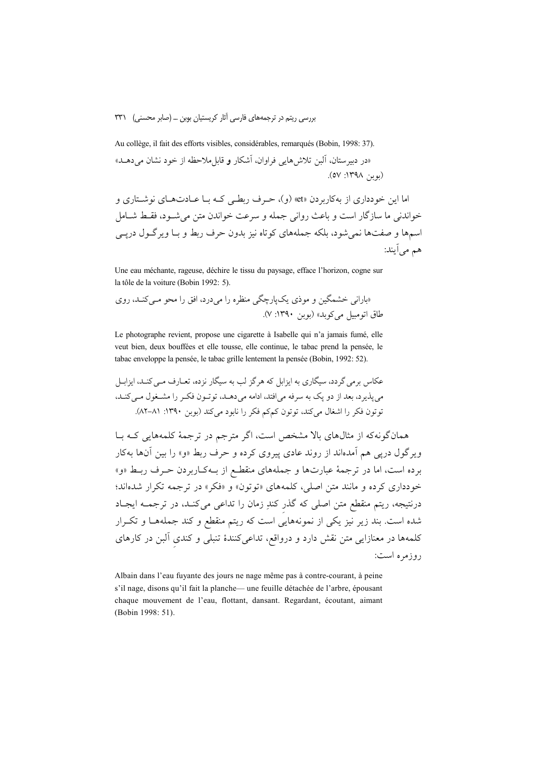Au collège, il fait des efforts visibles, considérables, remarqués (Bobin, 1998: 37).

«در دبیرستان، آلبن تلاش‌هایی فراوان، آشکار **و** قابل‌ملاحظه از خود نشان می‌دهد» (بوبن ۱۳۹۸: ۵۷).

اما این خودداری از به‌کاربردن «et» (و)، حرف ربطی که با عادت‌های نوشتاری و خواندنی ما سازگار است و باعث روانی جمله و سرعت خواندن متن می‌شود، فقط شامل اسم‌ها و صفت‌ها نمی‌شود، بلکه جمله‌های کوتاه نیز بدون حرف ربط و با ویرگول درپی هم می‌آیند:

Une eau méchante, rageuse, déchire le tissu du paysage, efface l'horizon, cogne sur la tôle de la voiture (Bobin 1992: 5).

«بارانی خشمگین و موذی یک‌پارچگی منظره را می‌درد، افق را محو می‌کند، روی طاق اتومبیل می‌کوبد» (بوبن ۱۳۹۰: ۷).

Le photographe revient, propose une cigarette à Isabelle qui n'a jamais fumé, elle veut bien, deux bouffées et elle tousse, elle continue, le tabac prend la pensée, le tabac enveloppe la pensée, le tabac grille lentement la pensée (Bobin, 1992: 52).

عکاس برمی‌گردد، سیگاری به ایزابل که هرگز لب به سیگار نزده، تعارف می‌کند، ایزابل می‌پذیرد، بعد از دو پک به سرفه می‌افتد، ادامه می‌دهد، توتون فکر را مشغول می‌کند، توتون فکر را اشغال می‌کند، توتون کم‌کم فکر را نابود می‌کند (بوبن ۱۳۹۰: ۸۱–۸۲).

همان‌گونه‌که از مثال‌های بالا مشخص است، اگر مترجم در ترجمهٔ کلمه‌هایی که با ویرگول درپی هم آمده‌اند از روند عادی پیروی کرده و حرف ربط «و» را بین آن‌ها به‌کار برده است، اما در ترجمهٔ عبارت‌ها و جمله‌های منقطع از به‌کاربردن حرف ربط «و» خودداری کرده و مانند متن اصلی، کلمه‌های «توتون» و «فکر» در ترجمه تکرار شده‌اند؛ درنتیجه، ریتم منقطع متن اصلی که گذرِ کندِ زمان را تداعی می‌کند، در ترجمه ایجاد شده است. بند زیر نیز یکی از نمونه‌هایی است که ریتم منقطع و کند جمله‌ها و تکرار کلمه‌ها در معنازایی متن نقش دارد و درواقع، تداعی‌کنندهٔ تنبلی و کندیِ آلبن در کارهای روزمره است:

Albain dans l'eau fuyante des jours ne nage même pas à contre-courant, à peine s'il nage, disons qu'il fait la planche— une feuille détachée de l'arbre, épousant chaque mouvement de l'eau, flottant, dansant. Regardant, écoutant, aimant (Bobin 1998: 51).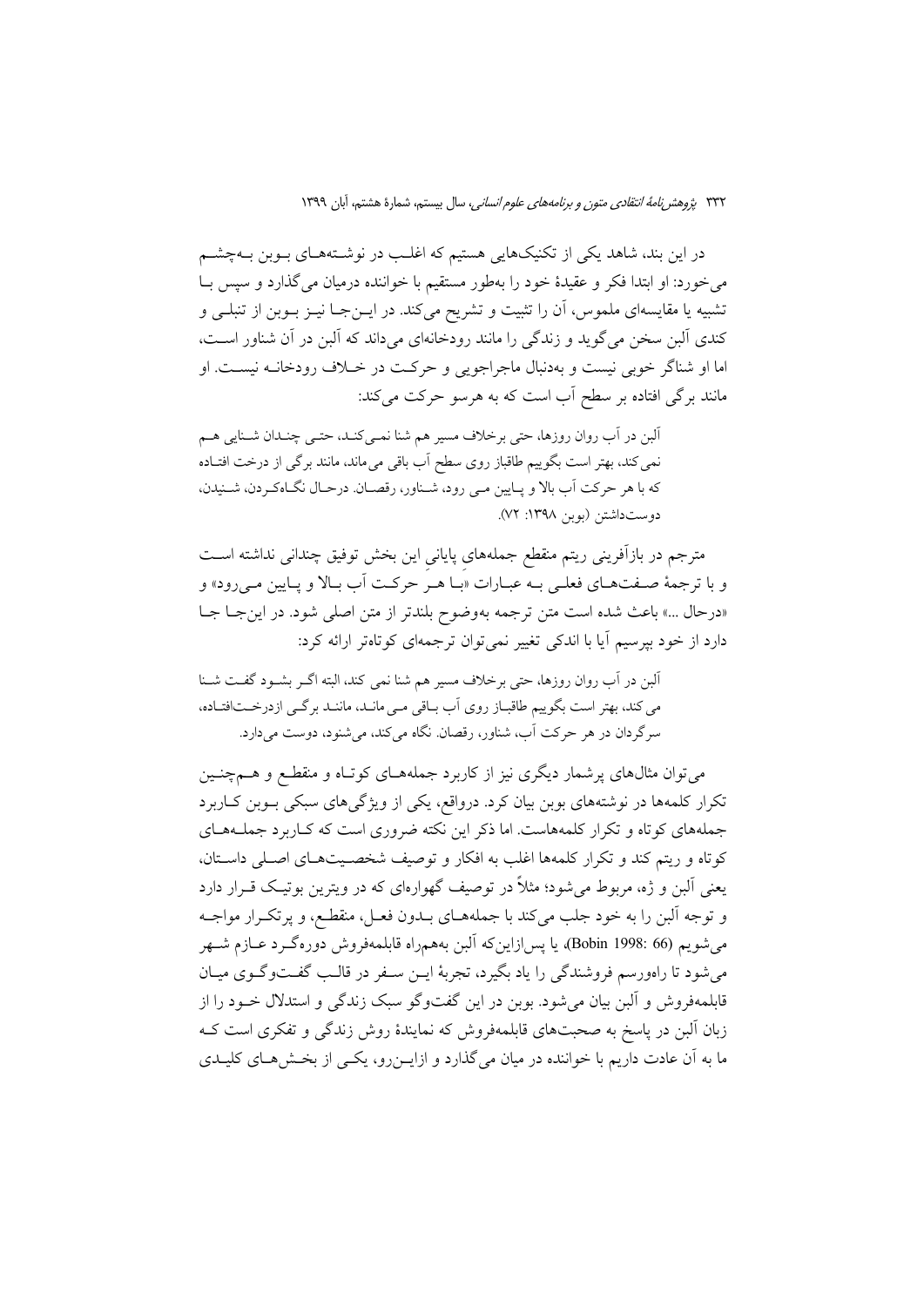در این بند، شاهد یکی از تکنیک‌هایی هستیم که اغلب در نوشته‌های بوبن به‌چشم می‌خورد: او ابتدا فکر و عقیدهٔ خود را به‌طور مستقیم با خواننده درمیان می‌گذارد و سپس با تشبیه یا مقایسه‌ای ملموس، آن را تثبیت و تشریح می‌کند. در این‌جا نیز بوبن از تنبلی و کندی آلبن سخن می‌گوید و زندگی را مانند رودخانه‌ای می‌داند که آلبن در آن شناور است، اما او شناگر خوبی نیست و به‌دنبال ماجراجویی و حرکت در خلاف رودخانه نیست. او مانند برگی افتاده بر سطح آب است که به هرسو حرکت می‌کند:

> آلبن در آب روان روزها، حتی برخلاف مسیر هم شنا نمی‌کند، حتی چندان شنایی هم نمی‌کند، بهتر است بگوییم طاقباز روی سطح آب باقی می‌ماند، مانند برگی از درخت افتاده که با هر حرکت آب بالا و پایین می رود، شناور، رقصان. درحال نگاه‌کردن، شنیدن، دوست‌داشتن (بوبن ۱۳۹۸: ۷۲).

مترجم در بازآفرینی ریتم منقطع جمله‌های پایانی این بخش توفیق چندانی نداشته است و با ترجمهٔ صفت‌های فعلی به عبارات «با هر حرکت آب بالا و پایین می‌رود» و «درحال ...» باعث شده است متن ترجمه به‌وضوح بلندتر از متن اصلی شود. در این‌جا جا دارد از خود بپرسیم آیا با اندکی تغییر نمی‌توان ترجمه‌ای کوتاه‌تر ارائه کرد:

> آلبن در آب روان روزها، حتی برخلاف مسیر هم شنا نمی کند، البته اگر بشود گفت شنا می کند، بهتر است بگوییم طاقباز روی آب باقی می ماند، مانند برگی ازدرخت‌افتاده، سرگردان در هر حرکت آب، شناور، رقصان. نگاه می‌کند، می‌شنود، دوست می‌دارد.

می‌توان مثال‌های پرشمار دیگری نیز از کاربرد جمله‌های کوتاه و منقطع و هم‌چنین تکرار کلمه‌ها در نوشته‌های بوبن بیان کرد. درواقع، یکی از ویژگی‌های سبکی بوبن کاربرد جمله‌های کوتاه و تکرار کلمه‌هاست. اما ذکر این نکته ضروری است که کاربرد جمله‌های کوتاه و ریتم کند و تکرار کلمه‌ها اغلب به افکار و توصیف شخصیت‌های اصلی داستان، یعنی آلبن و ژه، مربوط می‌شود؛ مثلاً در توصیف گهواره‌ای که در ویترین بوتیک قرار دارد و توجه آلبن را به خود جلب می‌کند با جمله‌های بدون فعل، منقطع، و پرتکرار مواجه می‌شویم (Bobin 1998: 66)، یا پس‌ازاین‌که آلبن به‌همراه قابلمه‌فروش دوره‌گرد عازم شهر می‌شود تا راه‌ورسم فروشندگی را یاد بگیرد، تجربهٔ این سفر در قالب گفت‌وگوی میان قابلمه‌فروش و آلبن بیان می‌شود. بوبن در این گفت‌وگو سبک زندگی و استدلال خود را از زبان آلبن در پاسخ به صحبت‌های قابلمه‌فروش که نمایندهٔ روش زندگی و تفکری است که ما به آن عادت داریم با خواننده در میان می‌گذارد و ازاین‌رو، یکی از بخش‌های کلیدی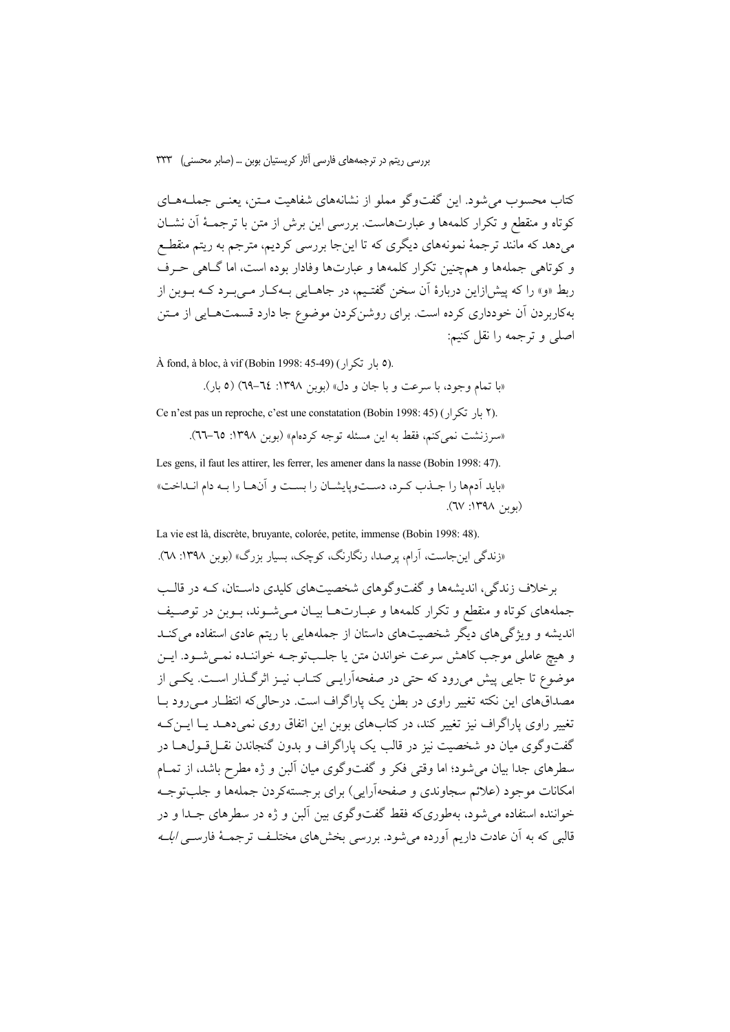کتاب محسوب می‌شود. این گفت‌وگو مملو از نشانه‌های شفاهیت متن، یعنی جمله‌های کوتاه و منقطع و تکرار کلمه‌ها و عبارت‌هاست. بررسی این برش از متن با ترجمهٔ آن نشان می‌دهد که مانند ترجمهٔ نمونه‌های دیگری که تا این‌جا بررسی کردیم، مترجم به ریتم منقطع و کوتاهی جمله‌ها و همچنین تکرار کلمه‌ها و عبارت‌ها وفادار بوده است، اما گاهی حرف ربط «و» را که پیش‌ازاین دربارهٔ آن سخن گفتیم، در جاهایی به‌کار می‌برد که بوبن از به‌کاربردن آن خودداری کرده است. برای روشن‌کردن موضوع جا دارد قسمت‌هایی از متن اصلی و ترجمه را نقل کنیم:

À fond, à bloc, à vif (Bobin 1998: 45-49) (۵ بار تکرار).

«با تمام وجود، با سرعت و با جان و دل» (بوبن ۱۳۹۸: ٦٤–٦٩) (۵ بار).

Ce n’est pas un reproche, c’est une constatation (Bobin 1998: 45) (۲ بار تکرار).

«سرزنشت نمی‌کنم، فقط به این مسئله توجه کرده‌ام» (بوبن ۱۳۹۸: ٦٥–٦٦).

Les gens, il faut les attirer, les ferrer, les amener dans la nasse (Bobin 1998: 47).

«باید آدم‌ها را جذب کرد، دست‌وپایشان را بست و آن‌ها را به دام انداخت» (بوبن ۱۳۹۸: ٦٧).

La vie est là, discrète, bruyante, colorée, petite, immense (Bobin 1998: 48).

«زندگی این‌جاست، آرام، پرصدا، رنگارنگ، کوچک، بسیار بزرگ» (بوبن ۱۳۹۸: ٦٨).

برخلاف زندگی، اندیشه‌ها و گفت‌وگوهای شخصیت‌های کلیدی داستان، که در قالب جمله‌های کوتاه و منقطع و تکرار کلمه‌ها و عبارت‌ها بیان می‌شوند، بوبن در توصیف اندیشه و ویژگی‌های دیگر شخصیت‌های داستان از جمله‌هایی با ریتم عادی استفاده می‌کند و هیچ عاملی موجب کاهش سرعت خواندن متن یا جلب‌توجه خواننده نمی‌شود. این موضوع تا جایی پیش می‌رود که حتی در صفحه‌آرایی کتاب نیز اثرگذار است. یکی از مصداق‌های این نکته تغییر راوی در بطن یک پاراگراف است. درحالی‌که انتظار می‌رود با تغییر راوی پاراگراف نیز تغییر کند، در کتاب‌های بوبن این اتفاق روی نمی‌دهد یا این‌که گفت‌وگوی میان دو شخصیت نیز در قالب یک پاراگراف و بدون گنجاندن نقل‌قول‌ها در سطرهای جدا بیان می‌شود؛ اما وقتی فکر و گفت‌وگوی میان آلبن و ژه مطرح باشد، از تمام امکانات موجود (علائم سجاوندی و صفحه‌آرایی) برای برجسته‌کردن جمله‌ها و جلب‌توجه خواننده استفاده می‌شود، به‌طوری‌که فقط گفت‌وگوی بین آلبن و ژه در سطرهای جدا و در قالبی که به آن عادت داریم آورده می‌شود. بررسی بخش‌های مختلف ترجمهٔ فارسی *ابله*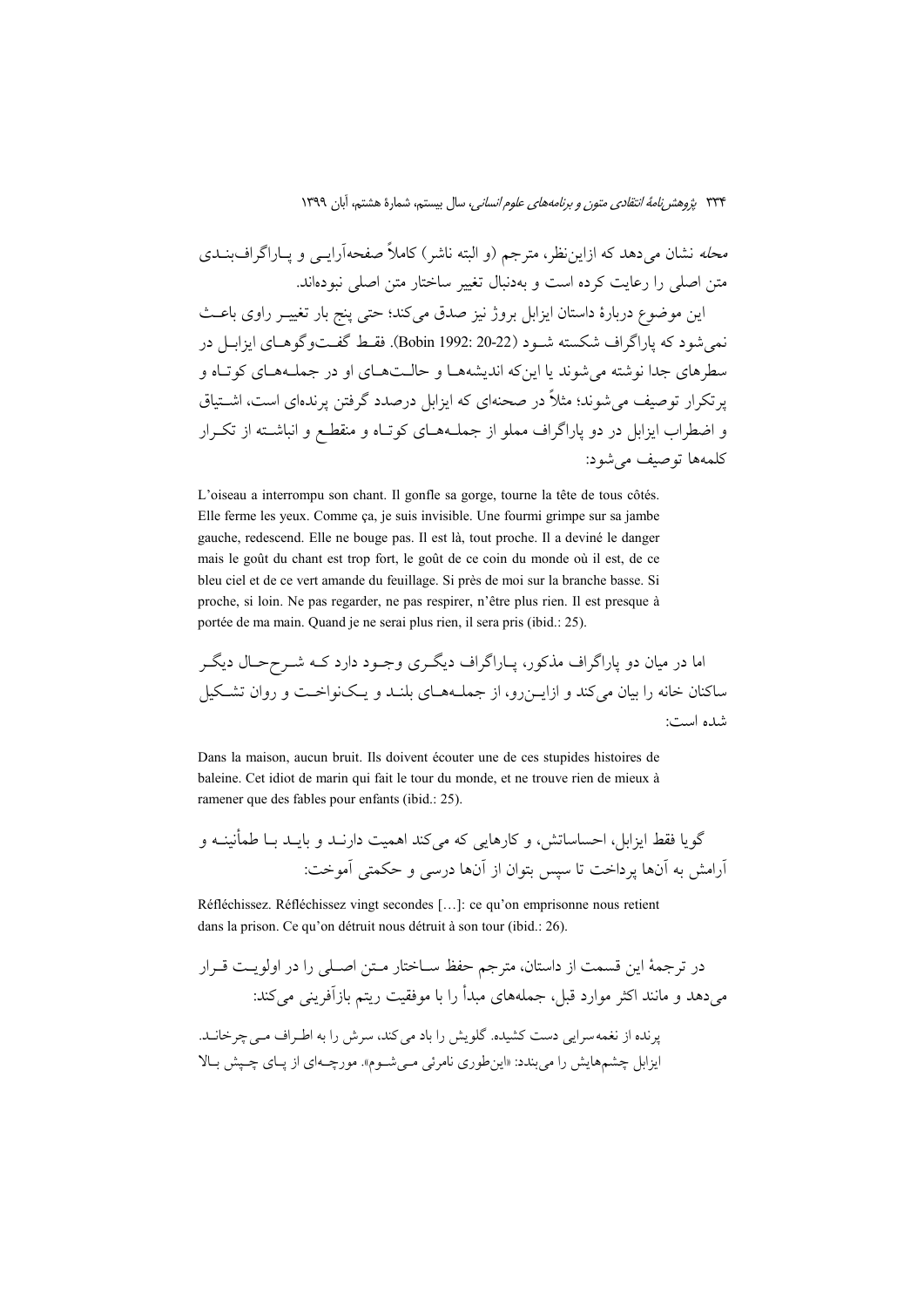*محله* نشان می‌دهد که ازاین‌نظر، مترجم (و البته ناشر) کاملاً صفحه‌آرایی و پاراگراف‌بندی متن اصلی را رعایت کرده است و به‌دنبال تغییر ساختار متن اصلی نبوده‌اند.

این موضوع دربارهٔ داستان ایزابل بروژ نیز صدق می‌کند؛ حتی پنج بار تغییر راوی باعث نمی‌شود که پاراگراف شکسته شود (Bobin 1992: 20-22). فقط گفت‌وگوهای ایزابل در سطرهای جدا نوشته می‌شوند یا این‌که اندیشه‌ها و حالت‌های او در جمله‌های کوتاه و پرتکرار توصیف می‌شوند؛ مثلاً در صحنه‌ای که ایزابل درصدد گرفتن پرنده‌ای است، اشتیاق و اضطراب ایزابل در دو پاراگراف مملو از جمله‌های کوتاه و منقطع و انباشته از تکرار کلمه‌ها توصیف می‌شود:

L'oiseau a interrompu son chant. Il gonfle sa gorge, tourne la tête de tous côtés. Elle ferme les yeux. Comme ça, je suis invisible. Une fourmi grimpe sur sa jambe gauche, redescend. Elle ne bouge pas. Il est là, tout proche. Il a deviné le danger mais le goût du chant est trop fort, le goût de ce coin du monde où il est, de ce bleu ciel et de ce vert amande du feuillage. Si près de moi sur la branche basse. Si proche, si loin. Ne pas regarder, ne pas respirer, n'être plus rien. Il est presque à portée de ma main. Quand je ne serai plus rien, il sera pris (ibid.: 25).

اما در میان دو پاراگراف مذکور، پاراگراف دیگری وجود دارد که شرح‌حال دیگر ساکنان خانه را بیان می‌کند و ازاین‌رو، از جمله‌های بلند و یک‌نواخت و روان تشکیل شده است:

Dans la maison, aucun bruit. Ils doivent écouter une de ces stupides histoires de baleine. Cet idiot de marin qui fait le tour du monde, et ne trouve rien de mieux à ramener que des fables pour enfants (ibid.: 25).

گویا فقط ایزابل، احساساتش، و کارهایی که می‌کند اهمیت دارند و باید با طمأنینه و آرامش به آن‌ها پرداخت تا سپس بتوان از آن‌ها درسی و حکمتی آموخت:

Réfléchissez. Réfléchissez vingt secondes […]: ce qu'on emprisonne nous retient dans la prison. Ce qu'on détruit nous détruit à son tour (ibid.: 26).

در ترجمهٔ این قسمت از داستان، مترجم حفظ ساختار متن اصلی را در اولویت قرار می‌دهد و مانند اکثر موارد قبل، جمله‌های مبدأ را با موفقیت ریتم بازآفرینی می‌کند:

پرنده از نغمه‌سرایی دست کشیده. گلویش را باد می‌کند، سرش را به اطراف می‌چرخاند. ایزابل چشم‌هایش را می‌بندد: «این‌طوری نامرئی می‌شوم». مورچه‌ای از پای چپش بالا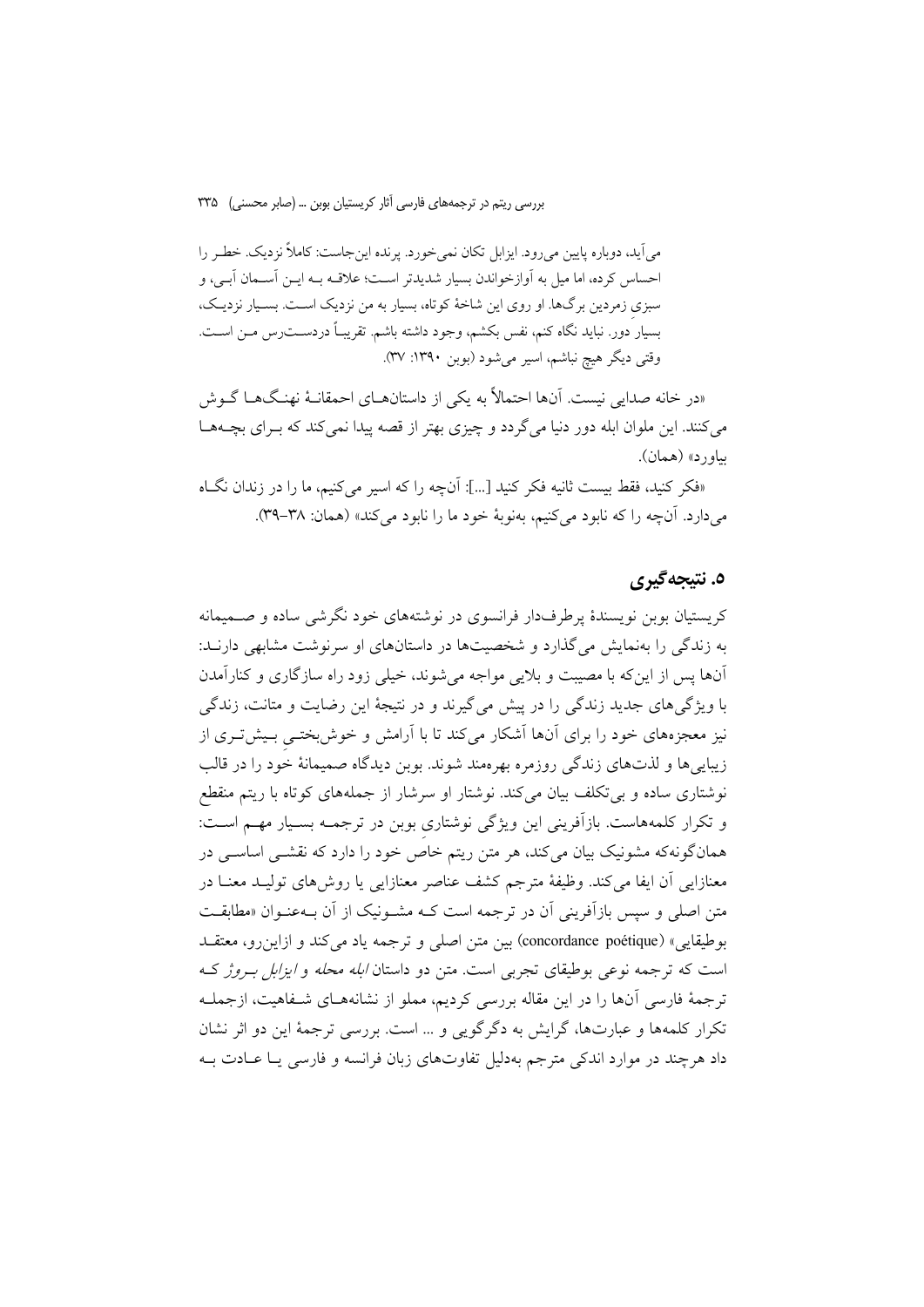می‌آید، دوباره پایین می‌رود. ایزابل تکان نمی‌خورد. پرنده این‌جاست: کاملاً نزدیک. خطر را احساس کرده، اما میل به آوازخواندن بسیار شدیدتر است؛ علاقه به این آسمان آبی، و سبزی زمردین برگ‌ها. او روی این شاخهٔ کوتاه، بسیار به من نزدیک است. بسیار نزدیک، بسیار دور. نباید نگاه کنم، نفس بکشم، وجود داشته باشم. تقریباً دردسترس من است. وقتی دیگر هیچ نباشم، اسیر می‌شود (بوبن ۱۳۹۰: ۳۷).

«در خانه صدایی نیست. آن‌ها احتمالاً به یکی از داستان‌های احمقانهٔ نهنگ‌ها گوش می‌کنند. این ملوان ابله دور دنیا می‌گردد و چیزی بهتر از قصه پیدا نمی‌کند که برای بچه‌ها بیاورد» (همان).

«فکر کنید، فقط بیست ثانیه فکر کنید [...]: آن‌چه را که اسیر می‌کنیم، ما را در زندان نگاه می‌دارد. آن‌چه را که نابود می‌کنیم، به‌نوبهٔ خود ما را نابود می‌کند» (همان: ۳۸–۳۹).

## ۵. نتیجه‌گیری

کریستیان بوبن نویسندهٔ پرطرف‌دار فرانسوی در نوشته‌های خود نگرشی ساده و صمیمانه به زندگی را به‌نمایش می‌گذارد و شخصیت‌ها در داستان‌های او سرنوشت مشابهی دارند: آن‌ها پس از این‌که با مصیبت و بلایی مواجه می‌شوند، خیلی زود راه سازگاری و کنارآمدن با ویژگی‌های جدید زندگی را در پیش می‌گیرند و در نتیجهٔ این رضایت و متانت، زندگی نیز معجزه‌های خود را برای آن‌ها آشکار می‌کند تا با آرامش و خوش‌بختی بیش‌تری از زیبایی‌ها و لذت‌های زندگی روزمره بهره‌مند شوند. بوبن دیدگاه صمیمانهٔ خود را در قالب نوشتاری ساده و بی‌تکلف بیان می‌کند. نوشتار او سرشار از جمله‌های کوتاه با ریتم منقطع و تکرار کلمه‌هاست. بازآفرینی این ویژگی نوشتاری بوبن در ترجمه بسیار مهم است: همان‌گونه‌که مشونیک بیان می‌کند، هر متن ریتم خاص خود را دارد که نقشی اساسی در معنازایی آن ایفا می‌کند. وظیفهٔ مترجم کشف عناصر معنازایی یا روش‌های تولید معنا در متن اصلی و سپس بازآفرینی آن در ترجمه است که مشونیک از آن به‌عنوان «مطابقت بوطیقایی» (concordance poétique) بین متن اصلی و ترجمه یاد می‌کند و ازاین‌رو، معتقد است که ترجمه نوعی بوطیقای تجربی است. متن دو داستان *ابله محله* و *ایزابل بروژ* که ترجمهٔ فارسی آن‌ها را در این مقاله بررسی کردیم، مملو از نشانه‌های شفاهیت، ازجمله تکرار کلمه‌ها و عبارت‌ها، گرایش به دگرگویی و ... است. بررسی ترجمهٔ این دو اثر نشان داد هرچند در موارد اندکی مترجم به‌دلیل تفاوت‌های زبان فرانسه و فارسی یا عادت به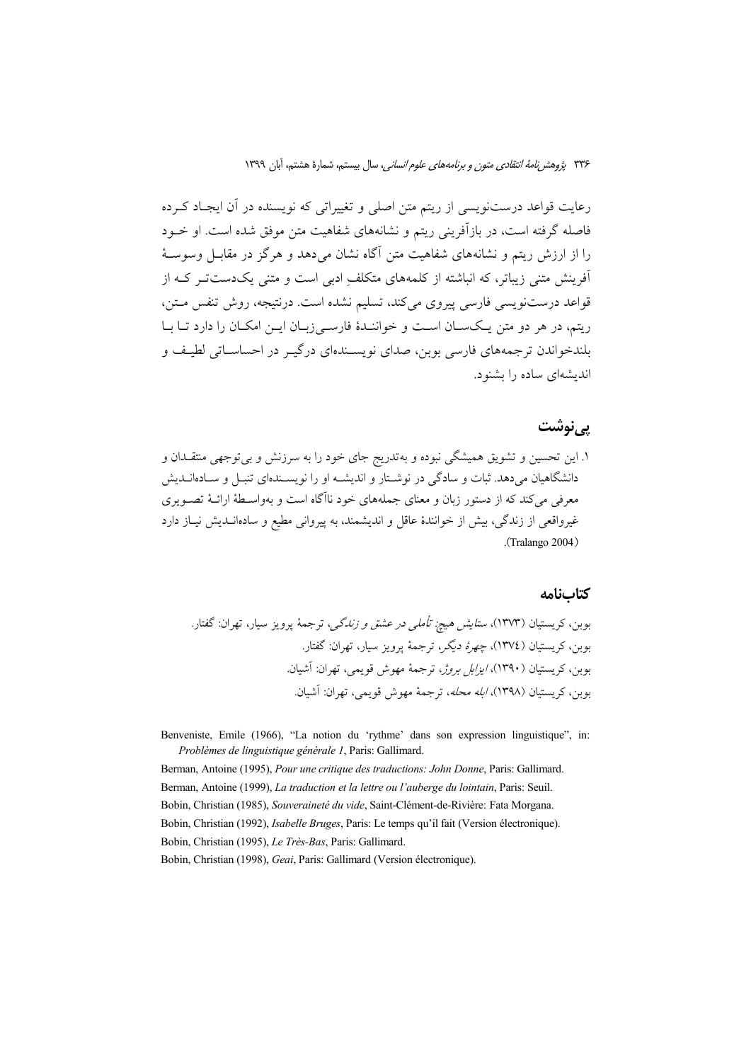رعایت قواعد درست‌نویسی از ریتم متن اصلی و تغییراتی که نویسنده در آن ایجاد کرده فاصله گرفته است، در بازآفرینی ریتم و نشانه‌های شفاهیت متن موفق شده است. او خود را از ارزش ریتم و نشانه‌های شفاهیت متن آگاه نشان می‌دهد و هرگز در مقابل وسوسهٔ آفرینش متنی زیباتر، که انباشته از کلمه‌های متکلفِ ادبی است و متنی یک‌دست‌تر که از قواعد درست‌نویسی فارسی پیروی می‌کند، تسلیم نشده است. درنتیجه، روش تنفس متن، ریتم، در هر دو متن یکسان است و خوانندهٔ فارسی‌زبان این امکان را دارد تا با بلندخواندن ترجمه‌های فارسی بوبن، صدای نویسنده‌ای درگیر در احساساتی لطیف و اندیشه‌ای ساده را بشنود.

## پی‌نوشت

۱. این تحسین و تشویق همیشگی نبوده و به‌تدریج جای خود را به سرزنش و بی‌توجهی منتقدان و دانشگاهیان می‌دهد. ثبات و سادگی در نوشتار و اندیشه او را نویسنده‌ای تنبل و ساده‌اندیش معرفی می‌کند که از دستور زبان و معنای جمله‌های خود ناآگاه است و به‌واسطهٔ ارائهٔ تصویری غیرواقعی از زندگی، بیش از خوانندهٔ عاقل و اندیشمند، به پیروانی مطیع و ساده‌اندیش نیاز دارد (Tralango 2004).

## کتاب‌نامه

بوبن، کریستیان (۱۳۷۳)، *ستایش هیچ: تأملی در عشق و زندگی*، ترجمهٔ پرویز سیار، تهران: گفتار.

بوبن، کریستیان (۱۳۷٤)، *چهرهٔ دیگر*، ترجمهٔ پرویز سیار، تهران: گفتار.

بوبن، کریستیان (۱۳۹۰)، *ایزابل بروژ*، ترجمهٔ مهوش قویمی، تهران: آشیان.

بوبن، کریستیان (۱۳۹۸)، *ابله محله*، ترجمهٔ مهوش قویمی، تهران: آشیان.

Benveniste, Emile (1966), "La notion du 'rythme' dans son expression linguistique", in: *Problèmes de linguistique générale 1*, Paris: Gallimard.

Berman, Antoine (1995), *Pour une critique des traductions: John Donne*, Paris: Gallimard.

Berman, Antoine (1999), *La traduction et la lettre ou l'auberge du lointain*, Paris: Seuil.

Bobin, Christian (1985), *Souveraineté du vide*, Saint-Clément-de-Rivière: Fata Morgana.

Bobin, Christian (1992), *Isabelle Bruges*, Paris: Le temps qu'il fait (Version électronique).

Bobin, Christian (1995), *Le Très-Bas*, Paris: Gallimard.

Bobin, Christian (1998), *Geai*, Paris: Gallimard (Version électronique).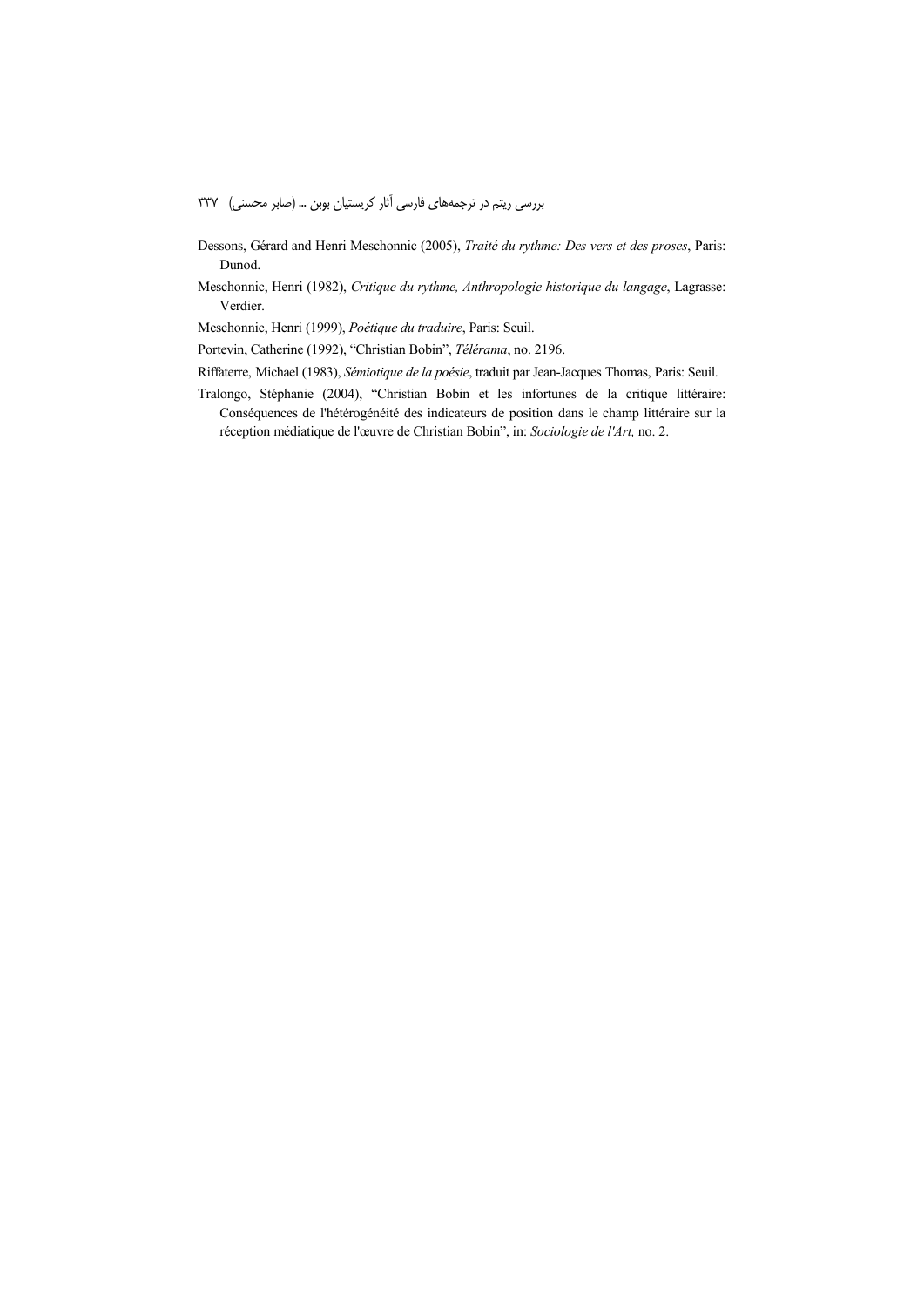Dessons, Gérard and Henri Meschonnic (2005), *Traité du rythme: Des vers et des proses*, Paris: Dunod.

Meschonnic, Henri (1982), *Critique du rythme, Anthropologie historique du langage*, Lagrasse: Verdier.

Meschonnic, Henri (1999), *Poétique du traduire*, Paris: Seuil.

Portevin, Catherine (1992), "Christian Bobin", *Télérama*, no. 2196.

Riffaterre, Michael (1983), *Sémiotique de la poésie*, traduit par Jean-Jacques Thomas, Paris: Seuil.

Tralongo, Stéphanie (2004), "Christian Bobin et les infortunes de la critique littéraire: Conséquences de l'hétérogénéité des indicateurs de position dans le champ littéraire sur la réception médiatique de l'œuvre de Christian Bobin", in: *Sociologie de l'Art,* no. 2.